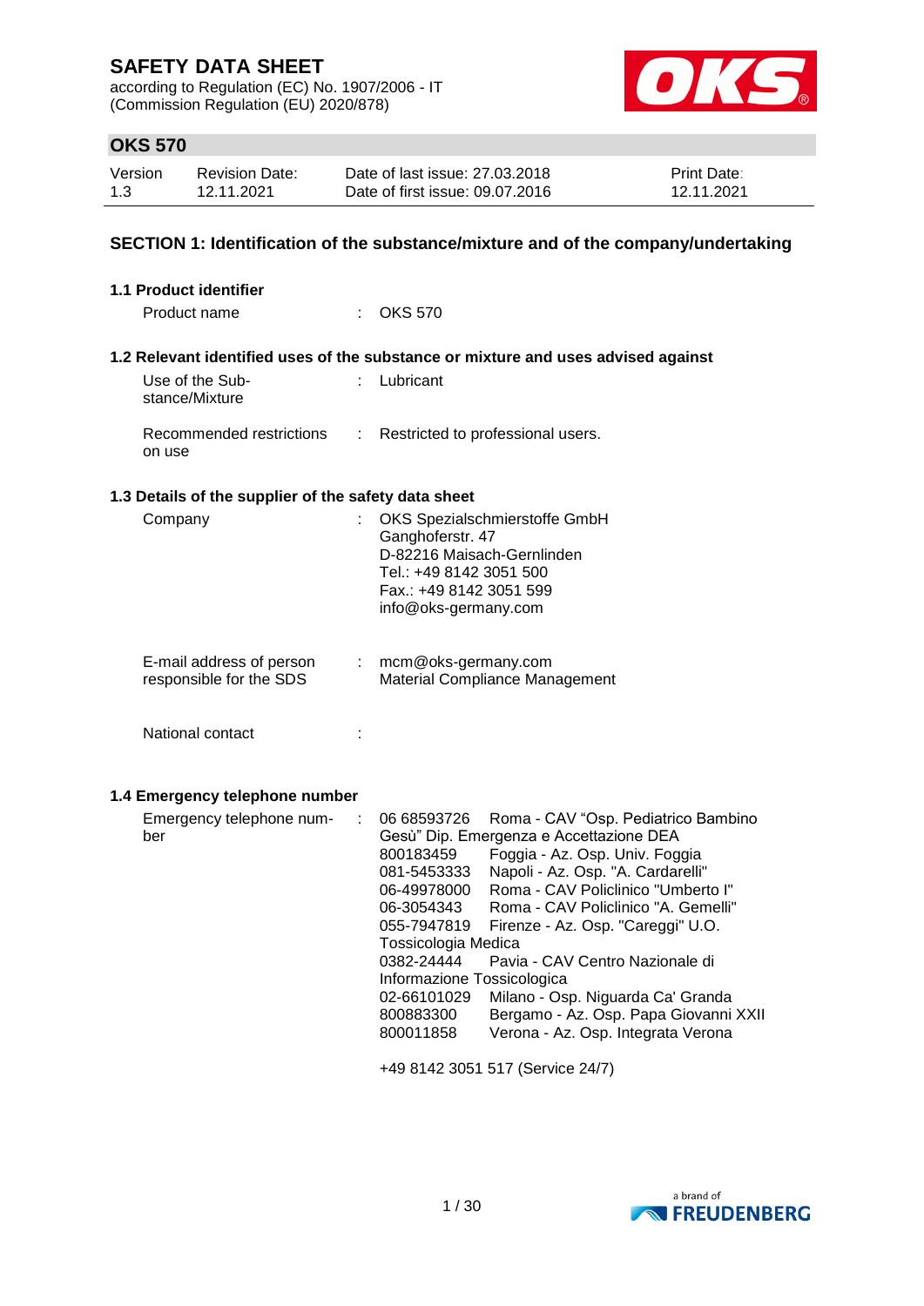# SAFETY DATA SHEET

according to Regulation (EC) No. 1907/2006 - IT
(Commission Regulation (EU) 2020/878)

## OKS 570

| Version | Revision Date: | Date of last issue: 27.03.2018 | Print Date: |
|---|---|---|---|
| 1.3 | 12.11.2021 | Date of first issue: 09.07.2016 | 12.11.2021 |

## SECTION 1: Identification of the substance/mixture and of the company/undertaking

### 1.1 Product identifier

Product name : OKS 570

### 1.2 Relevant identified uses of the substance or mixture and uses advised against

Use of the Substance/Mixture : Lubricant

Recommended restrictions on use : Restricted to professional users.

### 1.3 Details of the supplier of the safety data sheet

Company : OKS Spezialschmierstoffe GmbH
Ganghoferstr. 47
D-82216 Maisach-Gernlinden
Tel.: +49 8142 3051 500
Fax.: +49 8142 3051 599
info@oks-germany.com

E-mail address of person responsible for the SDS : mcm@oks-germany.com
Material Compliance Management

National contact :

### 1.4 Emergency telephone number

Emergency telephone number :

06 68593726 Roma - CAV "Osp. Pediatrico Bambino Gesù" Dip. Emergenza e Accettazione DEA
800183459 Foggia - Az. Osp. Univ. Foggia
081-5453333 Napoli - Az. Osp. "A. Cardarelli"
06-49978000 Roma - CAV Policlinico "Umberto I"
06-3054343 Roma - CAV Policlinico "A. Gemelli"
055-7947819 Firenze - Az. Osp. "Careggi" U.O. Tossicologia Medica
0382-24444 Pavia - CAV Centro Nazionale di Informazione Tossicologica
02-66101029 Milano - Osp. Niguarda Ca' Granda
800883300 Bergamo - Az. Osp. Papa Giovanni XXII
800011858 Verona - Az. Osp. Integrata Verona

+49 8142 3051 517 (Service 24/7)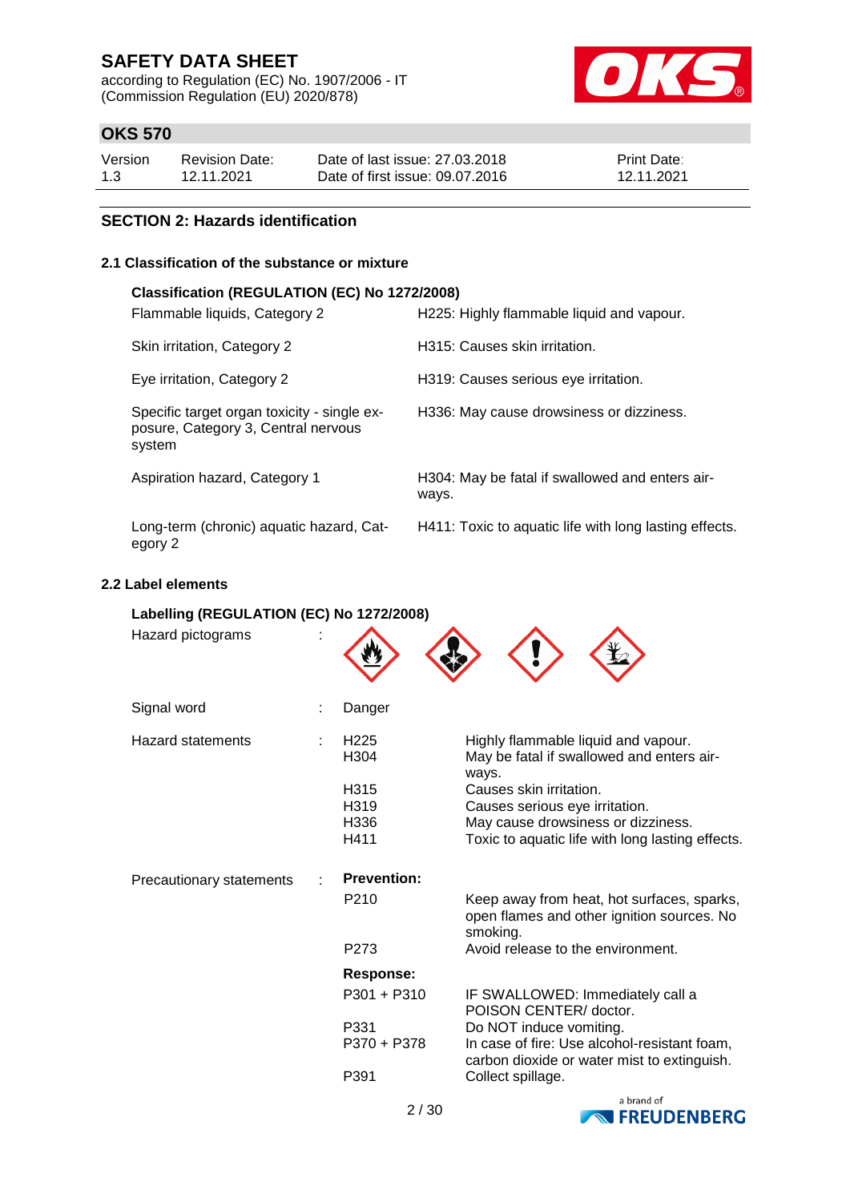## SECTION 2: Hazards identification

### 2.1 Classification of the substance or mixture

**Classification (REGULATION (EC) No 1272/2008)**

| Classification | Hazard statement |
|---|---|
| Flammable liquids, Category 2 | H225: Highly flammable liquid and vapour. |
| Skin irritation, Category 2 | H315: Causes skin irritation. |
| Eye irritation, Category 2 | H319: Causes serious eye irritation. |
| Specific target organ toxicity - single exposure, Category 3, Central nervous system | H336: May cause drowsiness or dizziness. |
| Aspiration hazard, Category 1 | H304: May be fatal if swallowed and enters airways. |
| Long-term (chronic) aquatic hazard, Category 2 | H411: Toxic to aquatic life with long lasting effects. |

### 2.2 Label elements

**Labelling (REGULATION (EC) No 1272/2008)**

Hazard pictograms :

Signal word : Danger

Hazard statements :

| | |
|---|---|
| H225 | Highly flammable liquid and vapour. |
| H304 | May be fatal if swallowed and enters airways. |
| H315 | Causes skin irritation. |
| H319 | Causes serious eye irritation. |
| H336 | May cause drowsiness or dizziness. |
| H411 | Toxic to aquatic life with long lasting effects. |

Precautionary statements :

**Prevention:**

| | |
|---|---|
| P210 | Keep away from heat, hot surfaces, sparks, open flames and other ignition sources. No smoking. |
| P273 | Avoid release to the environment. |

**Response:**

| | |
|---|---|
| P301 + P310 | IF SWALLOWED: Immediately call a POISON CENTER/ doctor. |
| P331 | Do NOT induce vomiting. |
| P370 + P378 | In case of fire: Use alcohol-resistant foam, carbon dioxide or water mist to extinguish. |
| P391 | Collect spillage. |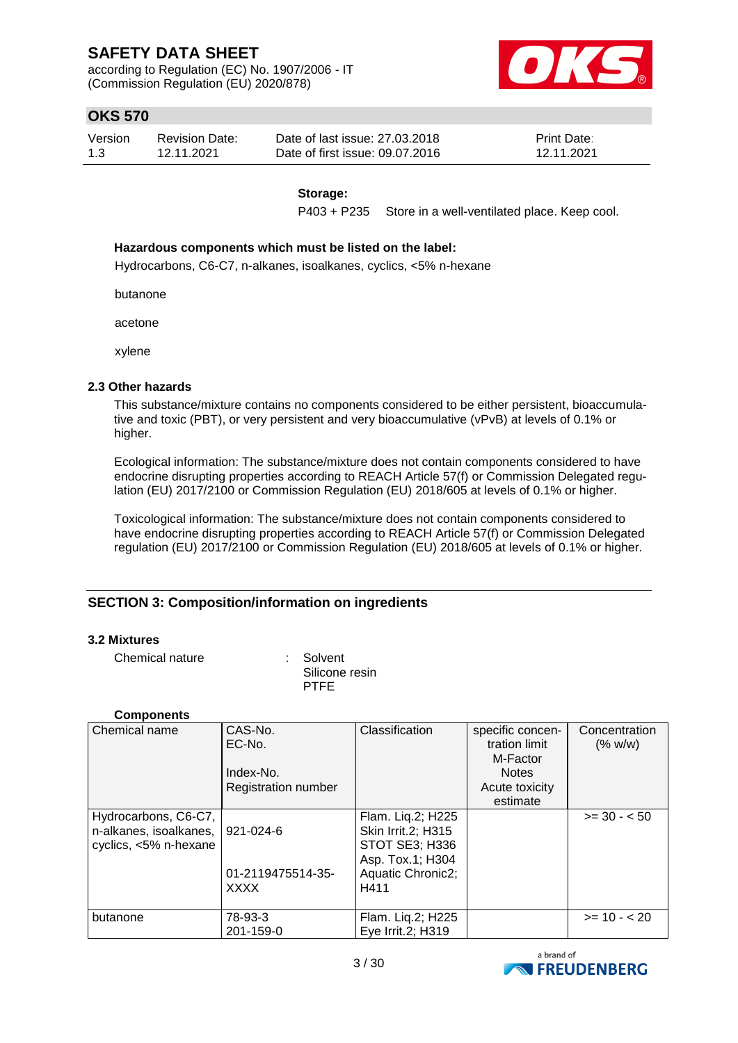**Storage:**

P403 + P235 Store in a well-ventilated place. Keep cool.

**Hazardous components which must be listed on the label:**

Hydrocarbons, C6-C7, n-alkanes, isoalkanes, cyclics, <5% n-hexane

butanone

acetone

xylene

### 2.3 Other hazards

This substance/mixture contains no components considered to be either persistent, bioaccumulative and toxic (PBT), or very persistent and very bioaccumulative (vPvB) at levels of 0.1% or higher.

Ecological information: The substance/mixture does not contain components considered to have endocrine disrupting properties according to REACH Article 57(f) or Commission Delegated regulation (EU) 2017/2100 or Commission Regulation (EU) 2018/605 at levels of 0.1% or higher.

Toxicological information: The substance/mixture does not contain components considered to have endocrine disrupting properties according to REACH Article 57(f) or Commission Delegated regulation (EU) 2017/2100 or Commission Regulation (EU) 2018/605 at levels of 0.1% or higher.

## SECTION 3: Composition/information on ingredients

### 3.2 Mixtures

Chemical nature : Solvent
Silicone resin
PTFE

**Components**

| Chemical name | CAS-No.<br>EC-No.<br><br>Index-No.<br>Registration number | Classification | specific concentration limit<br>M-Factor<br>Notes<br>Acute toxicity estimate | Concentration (% w/w) |
|---|---|---|---|---|
| Hydrocarbons, C6-C7, n-alkanes, isoalkanes, cyclics, <5% n-hexane | 921-024-6<br><br>01-2119475514-35-XXXX | Flam. Liq.2; H225<br>Skin Irrit.2; H315<br>STOT SE3; H336<br>Asp. Tox.1; H304<br>Aquatic Chronic2; H411 | | >= 30 - < 50 |
| butanone | 78-93-3<br>201-159-0 | Flam. Liq.2; H225<br>Eye Irrit.2; H319 | | >= 10 - < 20 |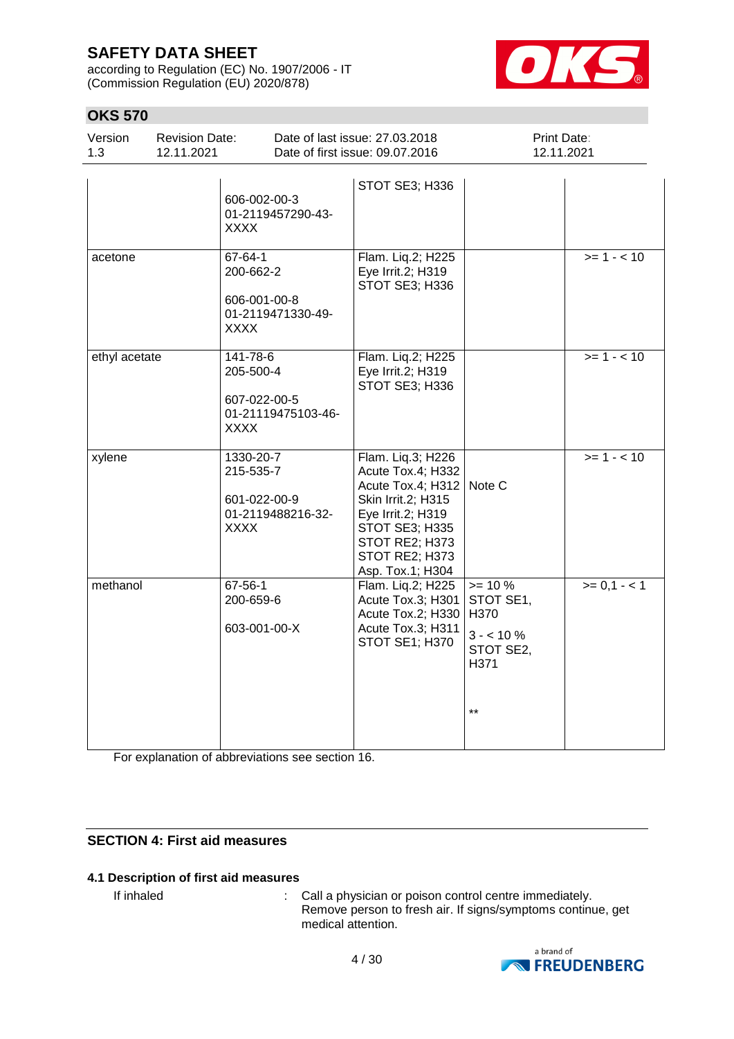| | | | | |
|---|---|---|---|---|
| | 606-002-00-3<br>01-2119457290-43-XXXX | STOT SE3; H336 | | |
| acetone | 67-64-1<br>200-662-2<br><br>606-001-00-8<br>01-2119471330-49-XXXX | Flam. Liq.2; H225<br>Eye Irrit.2; H319<br>STOT SE3; H336 | | >= 1 - < 10 |
| ethyl acetate | 141-78-6<br>205-500-4<br><br>607-022-00-5<br>01-21119475103-46-XXXX | Flam. Liq.2; H225<br>Eye Irrit.2; H319<br>STOT SE3; H336 | | >= 1 - < 10 |
| xylene | 1330-20-7<br>215-535-7<br><br>601-022-00-9<br>01-2119488216-32-XXXX | Flam. Liq.3; H226<br>Acute Tox.4; H332<br>Acute Tox.4; H312<br>Skin Irrit.2; H315<br>Eye Irrit.2; H319<br>STOT SE3; H335<br>STOT RE2; H373<br>STOT RE2; H373<br>Asp. Tox.1; H304 | Note C | >= 1 - < 10 |
| methanol | 67-56-1<br>200-659-6<br><br>603-001-00-X | Flam. Liq.2; H225<br>Acute Tox.3; H301<br>Acute Tox.2; H330<br>Acute Tox.3; H311<br>STOT SE1; H370 | >= 10 %<br>STOT SE1,<br>H370<br>3 - < 10 %<br>STOT SE2,<br>H371<br><br>** | >= 0,1 - < 1 |

For explanation of abbreviations see section 16.

## SECTION 4: First aid measures

### 4.1 Description of first aid measures

If inhaled : Call a physician or poison control centre immediately.
Remove person to fresh air. If signs/symptoms continue, get medical attention.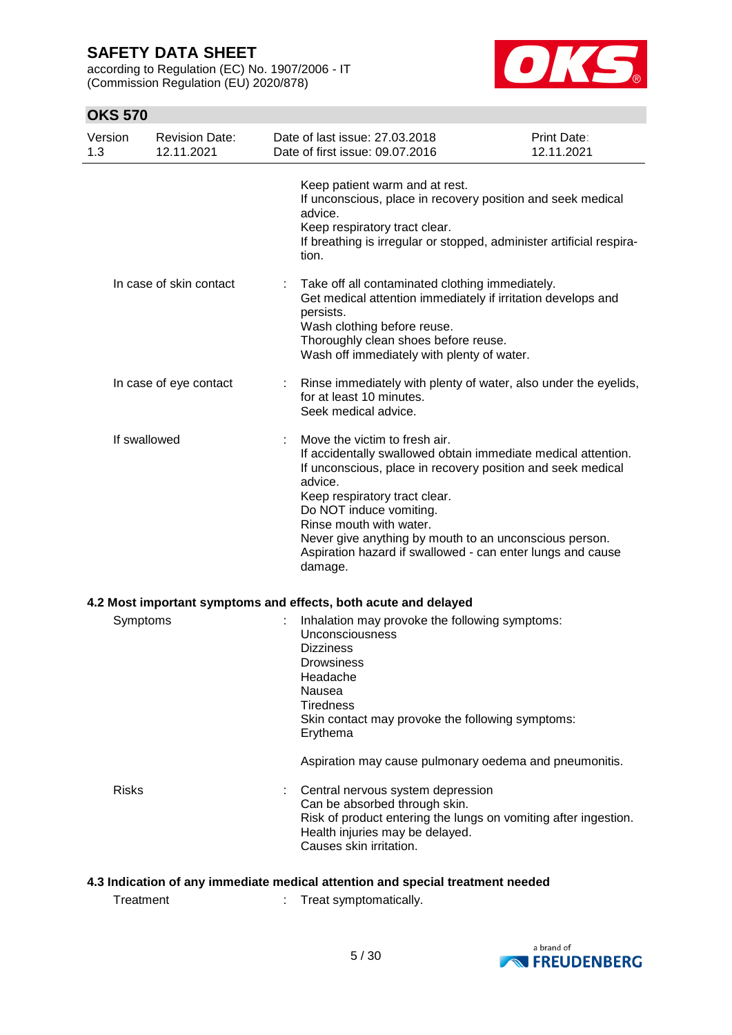Keep patient warm and at rest.
If unconscious, place in recovery position and seek medical advice.
Keep respiratory tract clear.
If breathing is irregular or stopped, administer artificial respiration.

| | | |
|---|---|---|
| In case of skin contact | : | Take off all contaminated clothing immediately.<br>Get medical attention immediately if irritation develops and persists.<br>Wash clothing before reuse.<br>Thoroughly clean shoes before reuse.<br>Wash off immediately with plenty of water. |
| In case of eye contact | : | Rinse immediately with plenty of water, also under the eyelids, for at least 10 minutes.<br>Seek medical advice. |
| If swallowed | : | Move the victim to fresh air.<br>If accidentally swallowed obtain immediate medical attention.<br>If unconscious, place in recovery position and seek medical advice.<br>Keep respiratory tract clear.<br>Do NOT induce vomiting.<br>Rinse mouth with water.<br>Never give anything by mouth to an unconscious person.<br>Aspiration hazard if swallowed - can enter lungs and cause damage. |

### 4.2 Most important symptoms and effects, both acute and delayed

| | | |
|---|---|---|
| Symptoms | : | Inhalation may provoke the following symptoms:<br>Unconsciousness<br>Dizziness<br>Drowsiness<br>Headache<br>Nausea<br>Tiredness<br>Skin contact may provoke the following symptoms:<br>Erythema<br><br>Aspiration may cause pulmonary oedema and pneumonitis. |
| Risks | : | Central nervous system depression<br>Can be absorbed through skin.<br>Risk of product entering the lungs on vomiting after ingestion.<br>Health injuries may be delayed.<br>Causes skin irritation. |

### 4.3 Indication of any immediate medical attention and special treatment needed

| | | |
|---|---|---|
| Treatment | : | Treat symptomatically. |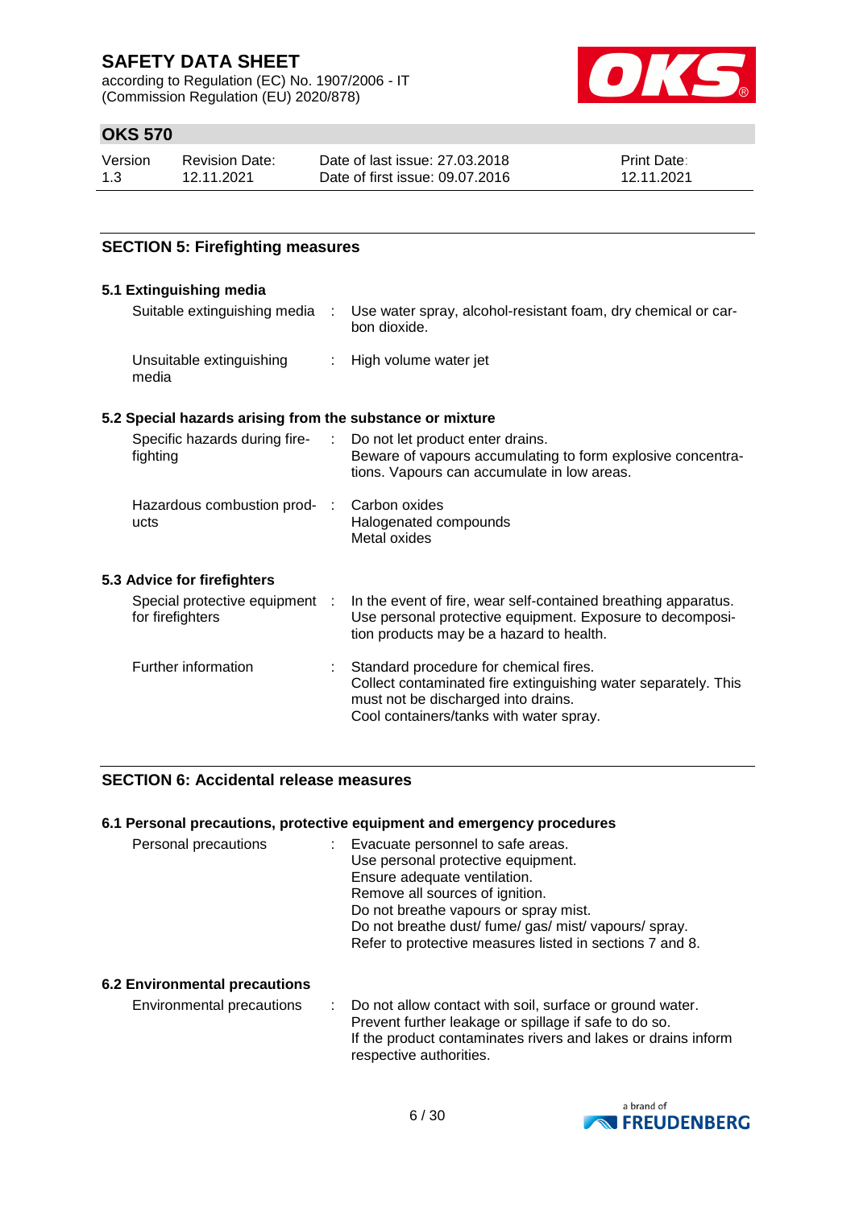## SECTION 5: Firefighting measures

### 5.1 Extinguishing media

| | | |
|---|---|---|
| Suitable extinguishing media | : | Use water spray, alcohol-resistant foam, dry chemical or carbon dioxide. |
| Unsuitable extinguishing media | : | High volume water jet |

### 5.2 Special hazards arising from the substance or mixture

| | | |
|---|---|---|
| Specific hazards during firefighting | : | Do not let product enter drains.<br>Beware of vapours accumulating to form explosive concentrations. Vapours can accumulate in low areas. |
| Hazardous combustion products | : | Carbon oxides<br>Halogenated compounds<br>Metal oxides |

### 5.3 Advice for firefighters

| | | |
|---|---|---|
| Special protective equipment for firefighters | : | In the event of fire, wear self-contained breathing apparatus.<br>Use personal protective equipment. Exposure to decomposition products may be a hazard to health. |
| Further information | : | Standard procedure for chemical fires.<br>Collect contaminated fire extinguishing water separately. This must not be discharged into drains.<br>Cool containers/tanks with water spray. |

## SECTION 6: Accidental release measures

### 6.1 Personal precautions, protective equipment and emergency procedures

| | | |
|---|---|---|
| Personal precautions | : | Evacuate personnel to safe areas.<br>Use personal protective equipment.<br>Ensure adequate ventilation.<br>Remove all sources of ignition.<br>Do not breathe vapours or spray mist.<br>Do not breathe dust/ fume/ gas/ mist/ vapours/ spray.<br>Refer to protective measures listed in sections 7 and 8. |

### 6.2 Environmental precautions

| | | |
|---|---|---|
| Environmental precautions | : | Do not allow contact with soil, surface or ground water.<br>Prevent further leakage or spillage if safe to do so.<br>If the product contaminates rivers and lakes or drains inform respective authorities. |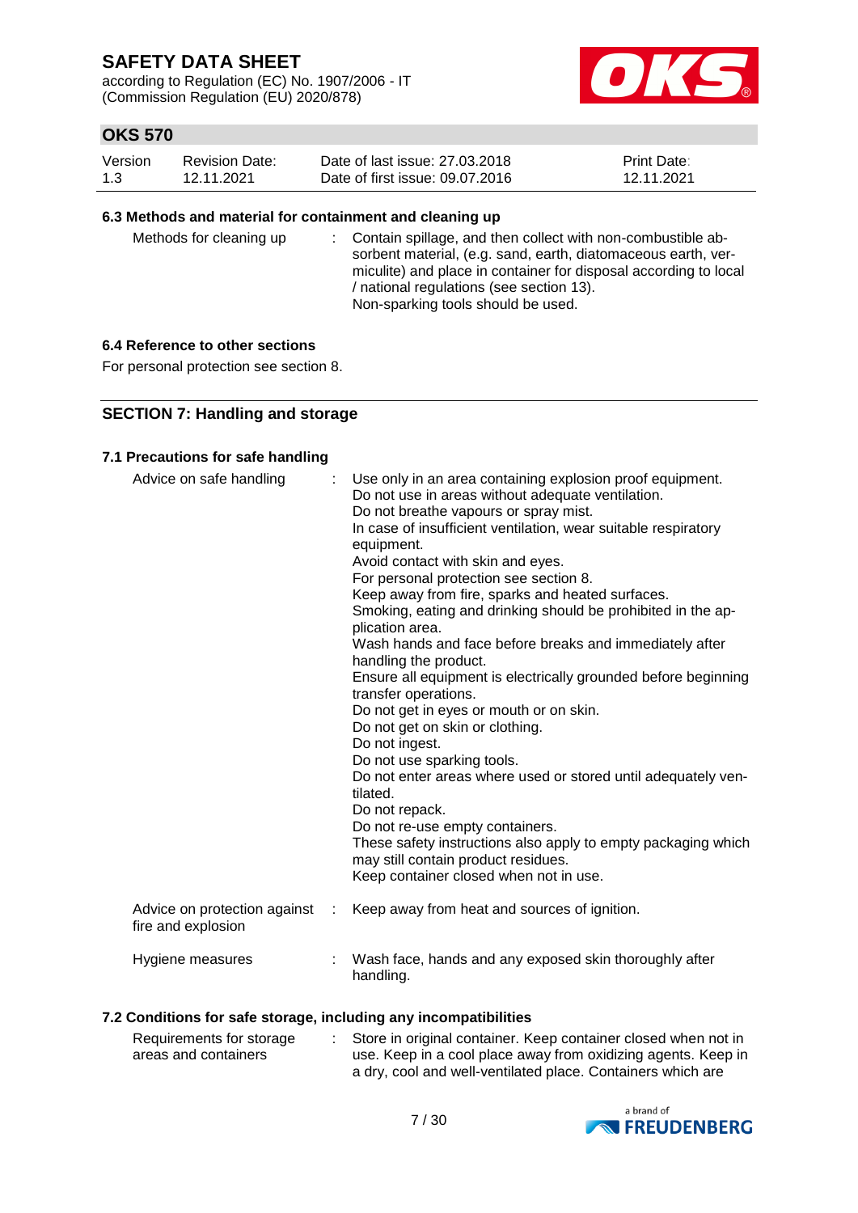### 6.3 Methods and material for containment and cleaning up

| | |
|---|---|
| Methods for cleaning up | : Contain spillage, and then collect with non-combustible absorbent material, (e.g. sand, earth, diatomaceous earth, vermiculite) and place in container for disposal according to local / national regulations (see section 13). Non-sparking tools should be used. |

### 6.4 Reference to other sections

For personal protection see section 8.

## SECTION 7: Handling and storage

### 7.1 Precautions for safe handling

| | |
|---|---|
| Advice on safe handling | : Use only in an area containing explosion proof equipment. Do not use in areas without adequate ventilation. Do not breathe vapours or spray mist. In case of insufficient ventilation, wear suitable respiratory equipment. Avoid contact with skin and eyes. For personal protection see section 8. Keep away from fire, sparks and heated surfaces. Smoking, eating and drinking should be prohibited in the application area. Wash hands and face before breaks and immediately after handling the product. Ensure all equipment is electrically grounded before beginning transfer operations. Do not get in eyes or mouth or on skin. Do not get on skin or clothing. Do not ingest. Do not use sparking tools. Do not enter areas where used or stored until adequately ventilated. Do not repack. Do not re-use empty containers. These safety instructions also apply to empty packaging which may still contain product residues. Keep container closed when not in use. |
| Advice on protection against fire and explosion | : Keep away from heat and sources of ignition. |
| Hygiene measures | : Wash face, hands and any exposed skin thoroughly after handling. |

### 7.2 Conditions for safe storage, including any incompatibilities

| | |
|---|---|
| Requirements for storage areas and containers | : Store in original container. Keep container closed when not in use. Keep in a cool place away from oxidizing agents. Keep in a dry, cool and well-ventilated place. Containers which are |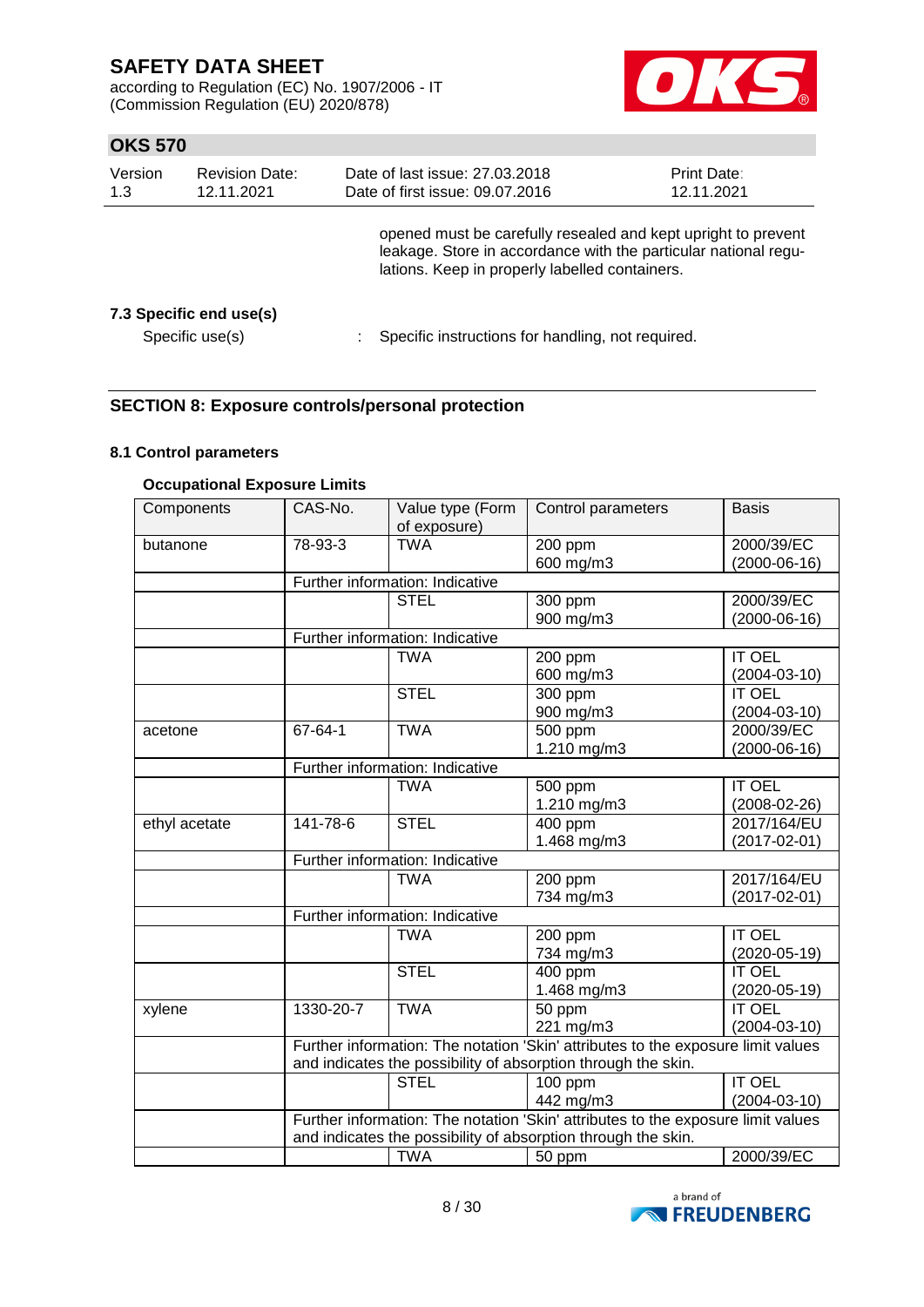opened must be carefully resealed and kept upright to prevent leakage. Store in accordance with the particular national regulations. Keep in properly labelled containers.

### 7.3 Specific end use(s)

Specific use(s) : Specific instructions for handling, not required.

## SECTION 8: Exposure controls/personal protection

### 8.1 Control parameters

**Occupational Exposure Limits**

| Components | CAS-No. | Value type (Form of exposure) | Control parameters | Basis |
|---|---|---|---|---|
| butanone | 78-93-3 | TWA | 200 ppm<br>600 mg/m3 | 2000/39/EC<br>(2000-06-16) |
| | Further information: Indicative | | | |
| | | STEL | 300 ppm<br>900 mg/m3 | 2000/39/EC<br>(2000-06-16) |
| | Further information: Indicative | | | |
| | | TWA | 200 ppm<br>600 mg/m3 | IT OEL<br>(2004-03-10) |
| | | STEL | 300 ppm<br>900 mg/m3 | IT OEL<br>(2004-03-10) |
| acetone | 67-64-1 | TWA | 500 ppm<br>1.210 mg/m3 | 2000/39/EC<br>(2000-06-16) |
| | Further information: Indicative | | | |
| | | TWA | 500 ppm<br>1.210 mg/m3 | IT OEL<br>(2008-02-26) |
| ethyl acetate | 141-78-6 | STEL | 400 ppm<br>1.468 mg/m3 | 2017/164/EU<br>(2017-02-01) |
| | Further information: Indicative | | | |
| | | TWA | 200 ppm<br>734 mg/m3 | 2017/164/EU<br>(2017-02-01) |
| | Further information: Indicative | | | |
| | | TWA | 200 ppm<br>734 mg/m3 | IT OEL<br>(2020-05-19) |
| | | STEL | 400 ppm<br>1.468 mg/m3 | IT OEL<br>(2020-05-19) |
| xylene | 1330-20-7 | TWA | 50 ppm<br>221 mg/m3 | IT OEL<br>(2004-03-10) |
| | Further information: The notation 'Skin' attributes to the exposure limit values and indicates the possibility of absorption through the skin. | | | |
| | | STEL | 100 ppm<br>442 mg/m3 | IT OEL<br>(2004-03-10) |
| | Further information: The notation 'Skin' attributes to the exposure limit values and indicates the possibility of absorption through the skin. | | | |
| | | TWA | 50 ppm | 2000/39/EC |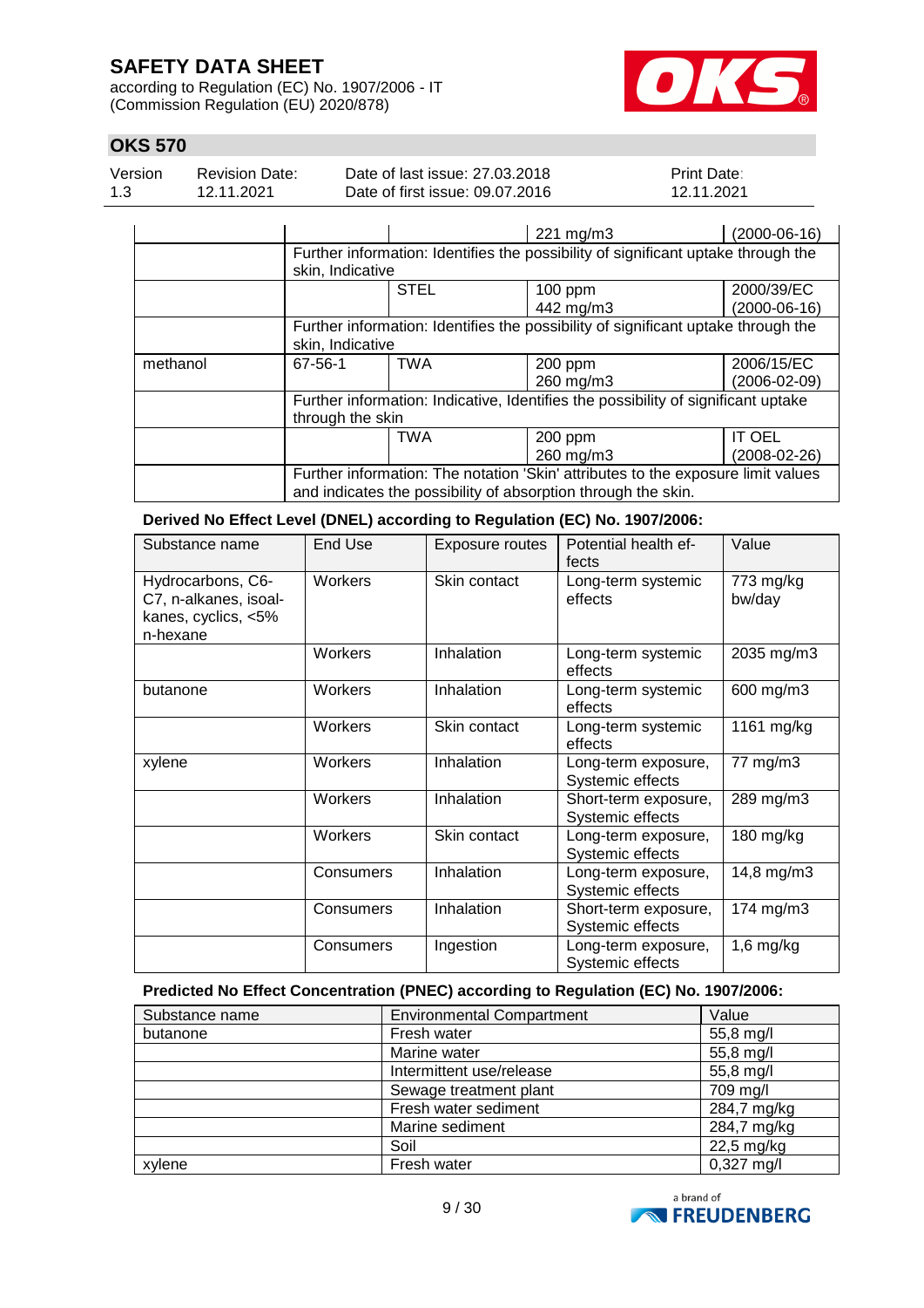| | | | 221 mg/m3 | (2000-06-16) |
|---|---|---|---|---|
| | Further information: Identifies the possibility of significant uptake through the skin, Indicative | | | |
| | | STEL | 100 ppm 442 mg/m3 | 2000/39/EC (2000-06-16) |
| | Further information: Identifies the possibility of significant uptake through the skin, Indicative | | | |
| methanol | 67-56-1 | TWA | 200 ppm 260 mg/m3 | 2006/15/EC (2006-02-09) |
| | Further information: Indicative, Identifies the possibility of significant uptake through the skin | | | |
| | | TWA | 200 ppm 260 mg/m3 | IT OEL (2008-02-26) |
| | Further information: The notation 'Skin' attributes to the exposure limit values and indicates the possibility of absorption through the skin. | | | |

**Derived No Effect Level (DNEL) according to Regulation (EC) No. 1907/2006:**

| Substance name | End Use | Exposure routes | Potential health effects | Value |
|---|---|---|---|---|
| Hydrocarbons, C6-C7, n-alkanes, isoalkanes, cyclics, <5% n-hexane | Workers | Skin contact | Long-term systemic effects | 773 mg/kg bw/day |
| | Workers | Inhalation | Long-term systemic effects | 2035 mg/m3 |
| butanone | Workers | Inhalation | Long-term systemic effects | 600 mg/m3 |
| | Workers | Skin contact | Long-term systemic effects | 1161 mg/kg |
| xylene | Workers | Inhalation | Long-term exposure, Systemic effects | 77 mg/m3 |
| | Workers | Inhalation | Short-term exposure, Systemic effects | 289 mg/m3 |
| | Workers | Skin contact | Long-term exposure, Systemic effects | 180 mg/kg |
| | Consumers | Inhalation | Long-term exposure, Systemic effects | 14,8 mg/m3 |
| | Consumers | Inhalation | Short-term exposure, Systemic effects | 174 mg/m3 |
| | Consumers | Ingestion | Long-term exposure, Systemic effects | 1,6 mg/kg |

**Predicted No Effect Concentration (PNEC) according to Regulation (EC) No. 1907/2006:**

| Substance name | Environmental Compartment | Value |
|---|---|---|
| butanone | Fresh water | 55,8 mg/l |
| | Marine water | 55,8 mg/l |
| | Intermittent use/release | 55,8 mg/l |
| | Sewage treatment plant | 709 mg/l |
| | Fresh water sediment | 284,7 mg/kg |
| | Marine sediment | 284,7 mg/kg |
| | Soil | 22,5 mg/kg |
| xylene | Fresh water | 0,327 mg/l |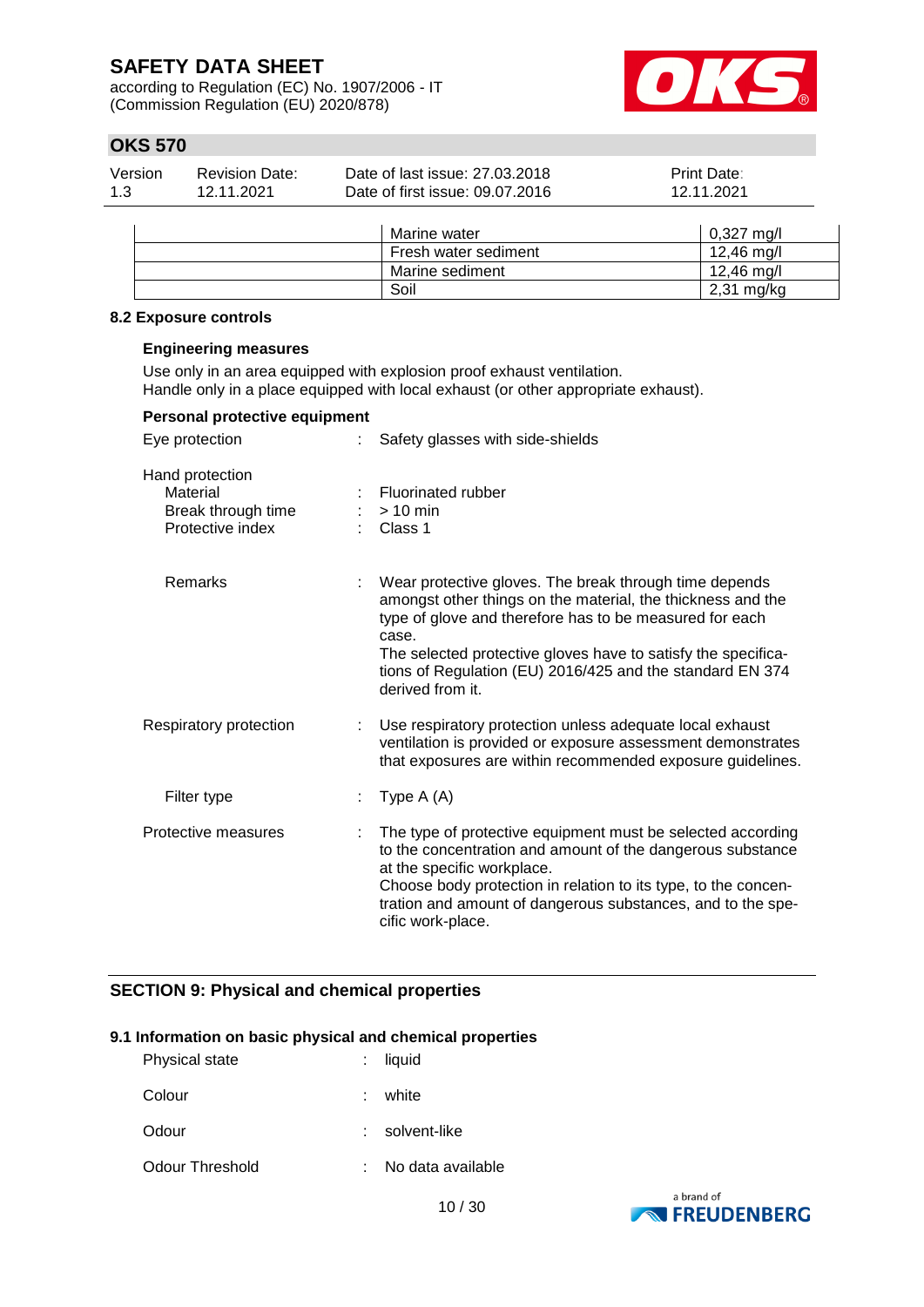| | | |
|---|---|---|
| | Marine water | 0,327 mg/l |
| | Fresh water sediment | 12,46 mg/l |
| | Marine sediment | 12,46 mg/l |
| | Soil | 2,31 mg/kg |

### 8.2 Exposure controls

**Engineering measures**

Use only in an area equipped with explosion proof exhaust ventilation.
Handle only in a place equipped with local exhaust (or other appropriate exhaust).

**Personal protective equipment**

Eye protection : Safety glasses with side-shields

Hand protection
- Material : Fluorinated rubber
- Break through time : > 10 min
- Protective index : Class 1

Remarks : Wear protective gloves. The break through time depends amongst other things on the material, the thickness and the type of glove and therefore has to be measured for each case.
The selected protective gloves have to satisfy the specifications of Regulation (EU) 2016/425 and the standard EN 374 derived from it.

Respiratory protection : Use respiratory protection unless adequate local exhaust ventilation is provided or exposure assessment demonstrates that exposures are within recommended exposure guidelines.

Filter type : Type A (A)

Protective measures : The type of protective equipment must be selected according to the concentration and amount of the dangerous substance at the specific workplace.
Choose body protection in relation to its type, to the concentration and amount of dangerous substances, and to the specific work-place.

## SECTION 9: Physical and chemical properties

### 9.1 Information on basic physical and chemical properties

Physical state : liquid

Colour : white

Odour : solvent-like

Odour Threshold : No data available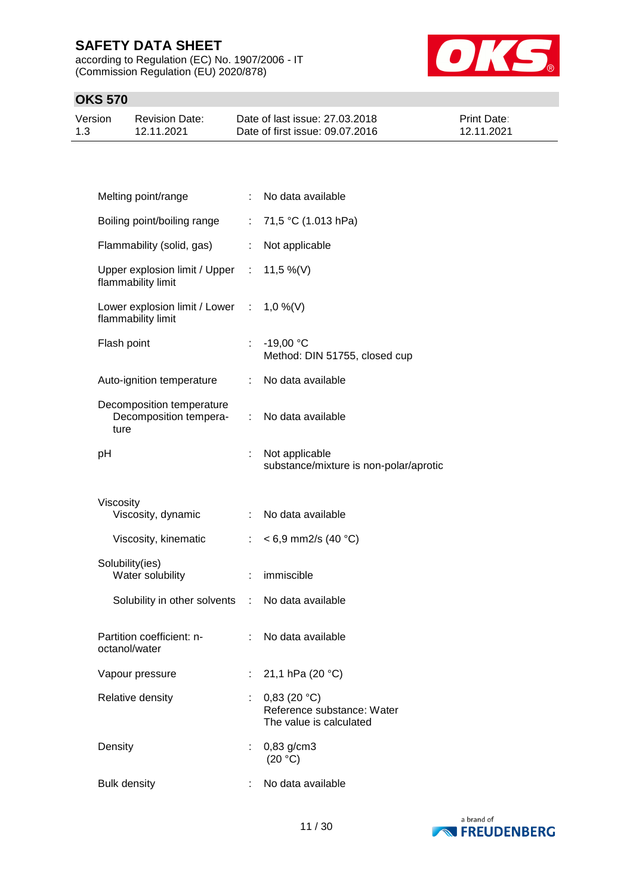| Property | | Value |
|---|---|---|
| Melting point/range | : | No data available |
| Boiling point/boiling range | : | 71,5 °C (1.013 hPa) |
| Flammability (solid, gas) | : | Not applicable |
| Upper explosion limit / Upper flammability limit | : | 11,5 %(V) |
| Lower explosion limit / Lower flammability limit | : | 1,0 %(V) |
| Flash point | : | -19,00 °C<br>Method: DIN 51755, closed cup |
| Auto-ignition temperature | : | No data available |
| Decomposition temperature<br>Decomposition temperature | : | No data available |
| pH | : | Not applicable<br>substance/mixture is non-polar/aprotic |
| Viscosity<br>Viscosity, dynamic | : | No data available |
| Viscosity, kinematic | : | < 6,9 mm2/s (40 °C) |
| Solubility(ies)<br>Water solubility | : | immiscible |
| Solubility in other solvents | : | No data available |
| Partition coefficient: n-octanol/water | : | No data available |
| Vapour pressure | : | 21,1 hPa (20 °C) |
| Relative density | : | 0,83 (20 °C)<br>Reference substance: Water<br>The value is calculated |
| Density | : | 0,83 g/cm3<br>(20 °C) |
| Bulk density | : | No data available |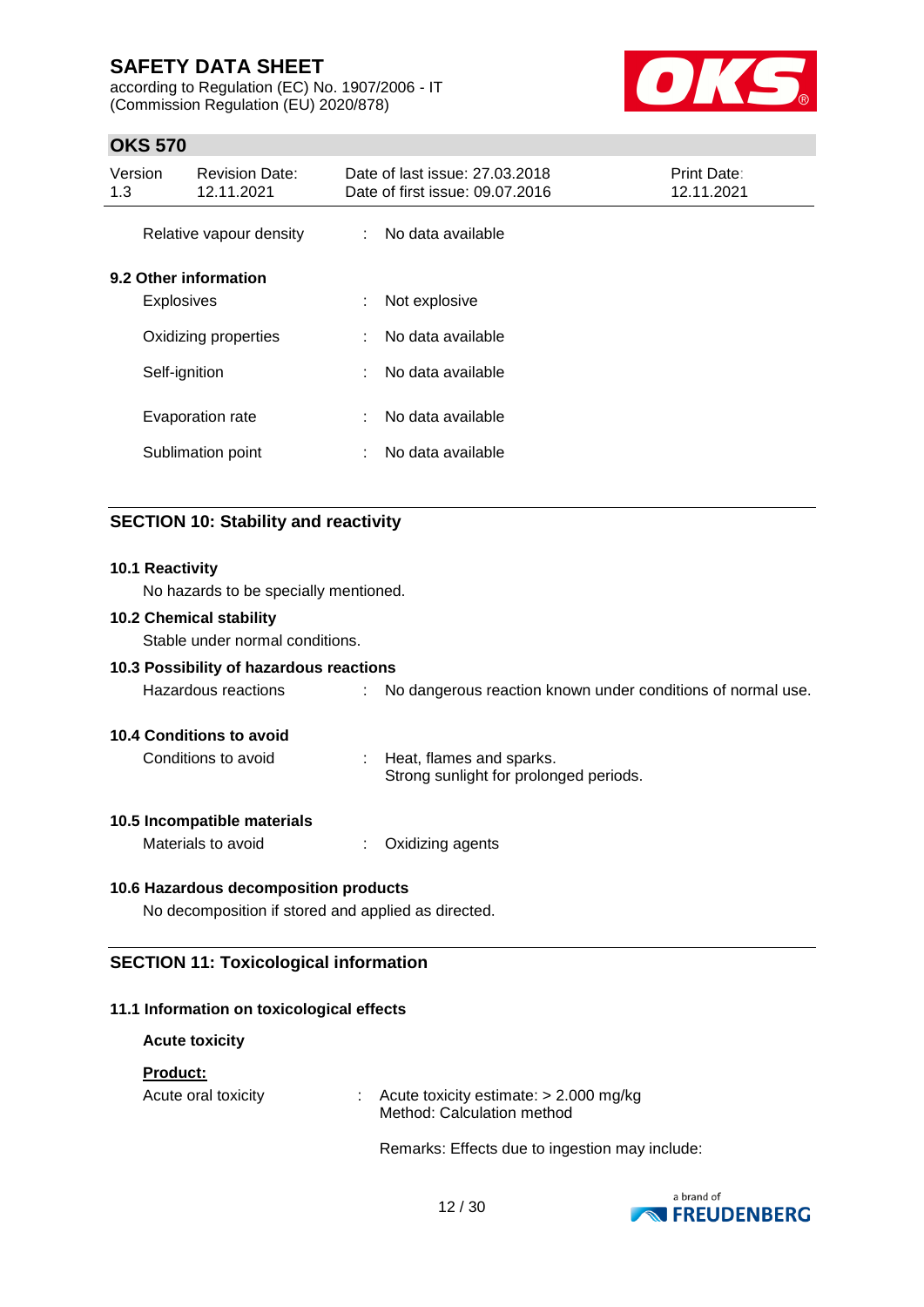| | | |
|---|---|---|
| Relative vapour density | : | No data available |

### 9.2 Other information

| | | |
|---|---|---|
| Explosives | : | Not explosive |
| Oxidizing properties | : | No data available |
| Self-ignition | : | No data available |
| Evaporation rate | : | No data available |
| Sublimation point | : | No data available |

## SECTION 10: Stability and reactivity

### 10.1 Reactivity

No hazards to be specially mentioned.

### 10.2 Chemical stability

Stable under normal conditions.

### 10.3 Possibility of hazardous reactions

| | | |
|---|---|---|
| Hazardous reactions | : | No dangerous reaction known under conditions of normal use. |

### 10.4 Conditions to avoid

| | | |
|---|---|---|
| Conditions to avoid | : | Heat, flames and sparks.<br>Strong sunlight for prolonged periods. |

### 10.5 Incompatible materials

| | | |
|---|---|---|
| Materials to avoid | : | Oxidizing agents |

### 10.6 Hazardous decomposition products

No decomposition if stored and applied as directed.

## SECTION 11: Toxicological information

### 11.1 Information on toxicological effects

**Acute toxicity**

**Product:**

| | | |
|---|---|---|
| Acute oral toxicity | : | Acute toxicity estimate: > 2.000 mg/kg<br>Method: Calculation method |

Remarks: Effects due to ingestion may include: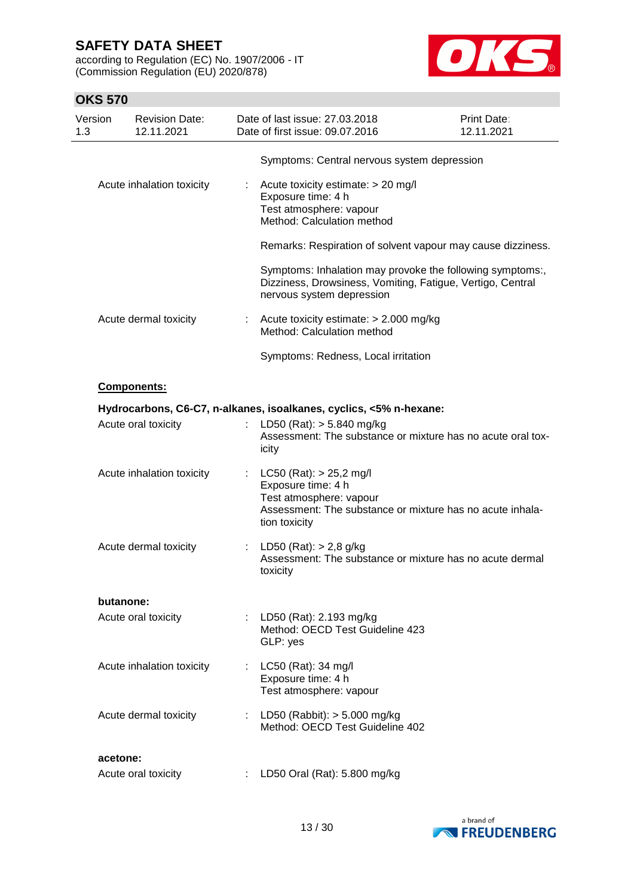Symptoms: Central nervous system depression

Acute inhalation toxicity : Acute toxicity estimate: > 20 mg/l
Exposure time: 4 h
Test atmosphere: vapour
Method: Calculation method

Remarks: Respiration of solvent vapour may cause dizziness.

Symptoms: Inhalation may provoke the following symptoms:, Dizziness, Drowsiness, Vomiting, Fatigue, Vertigo, Central nervous system depression

Acute dermal toxicity : Acute toxicity estimate: > 2.000 mg/kg
Method: Calculation method

Symptoms: Redness, Local irritation

**Components:**

**Hydrocarbons, C6-C7, n-alkanes, isoalkanes, cyclics, <5% n-hexane:**

Acute oral toxicity : LD50 (Rat): > 5.840 mg/kg
Assessment: The substance or mixture has no acute oral toxicity

Acute inhalation toxicity : LC50 (Rat): > 25,2 mg/l
Exposure time: 4 h
Test atmosphere: vapour
Assessment: The substance or mixture has no acute inhalation toxicity

Acute dermal toxicity : LD50 (Rat): > 2,8 g/kg
Assessment: The substance or mixture has no acute dermal toxicity

**butanone:**

Acute oral toxicity : LD50 (Rat): 2.193 mg/kg
Method: OECD Test Guideline 423
GLP: yes

Acute inhalation toxicity : LC50 (Rat): 34 mg/l
Exposure time: 4 h
Test atmosphere: vapour

Acute dermal toxicity : LD50 (Rabbit): > 5.000 mg/kg
Method: OECD Test Guideline 402

**acetone:**

Acute oral toxicity : LD50 Oral (Rat): 5.800 mg/kg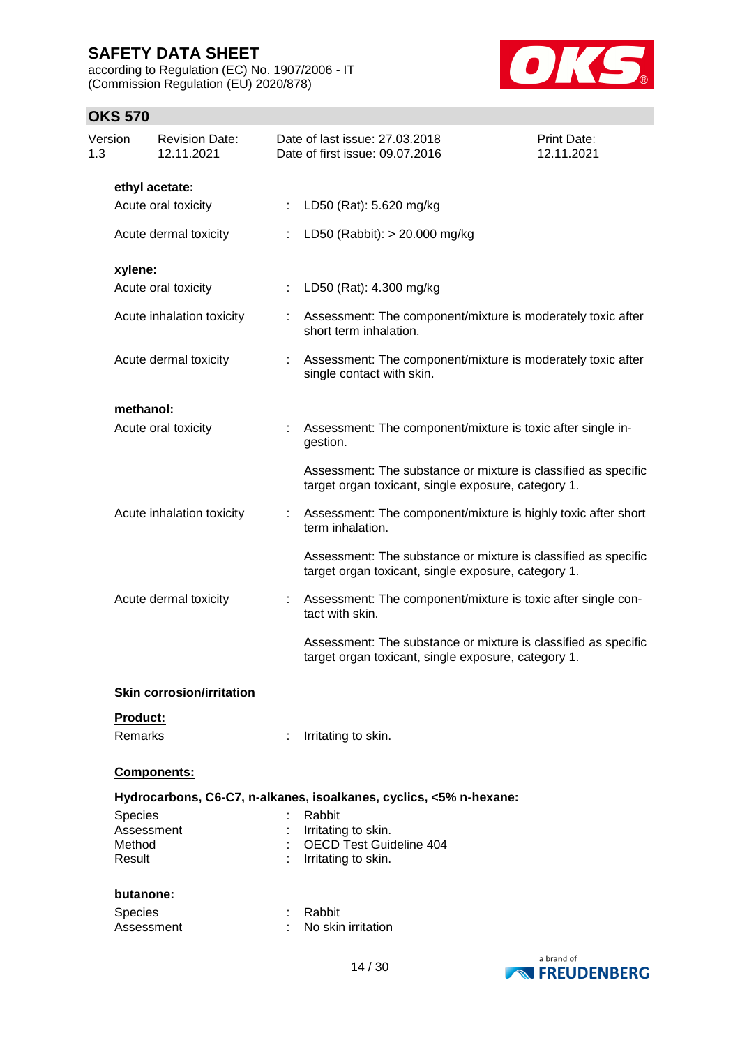**ethyl acetate:**

Acute oral toxicity : LD50 (Rat): 5.620 mg/kg

Acute dermal toxicity : LD50 (Rabbit): > 20.000 mg/kg

**xylene:**

Acute oral toxicity : LD50 (Rat): 4.300 mg/kg

Acute inhalation toxicity : Assessment: The component/mixture is moderately toxic after short term inhalation.

Acute dermal toxicity : Assessment: The component/mixture is moderately toxic after single contact with skin.

**methanol:**

Acute oral toxicity : Assessment: The component/mixture is toxic after single ingestion.

Assessment: The substance or mixture is classified as specific target organ toxicant, single exposure, category 1.

Acute inhalation toxicity : Assessment: The component/mixture is highly toxic after short term inhalation.

Assessment: The substance or mixture is classified as specific target organ toxicant, single exposure, category 1.

Acute dermal toxicity : Assessment: The component/mixture is toxic after single contact with skin.

Assessment: The substance or mixture is classified as specific target organ toxicant, single exposure, category 1.

**Skin corrosion/irritation**

**Product:**

Remarks : Irritating to skin.

**Components:**

**Hydrocarbons, C6-C7, n-alkanes, isoalkanes, cyclics, <5% n-hexane:**

Species : Rabbit
Assessment : Irritating to skin.
Method : OECD Test Guideline 404
Result : Irritating to skin.

**butanone:**

Species : Rabbit
Assessment : No skin irritation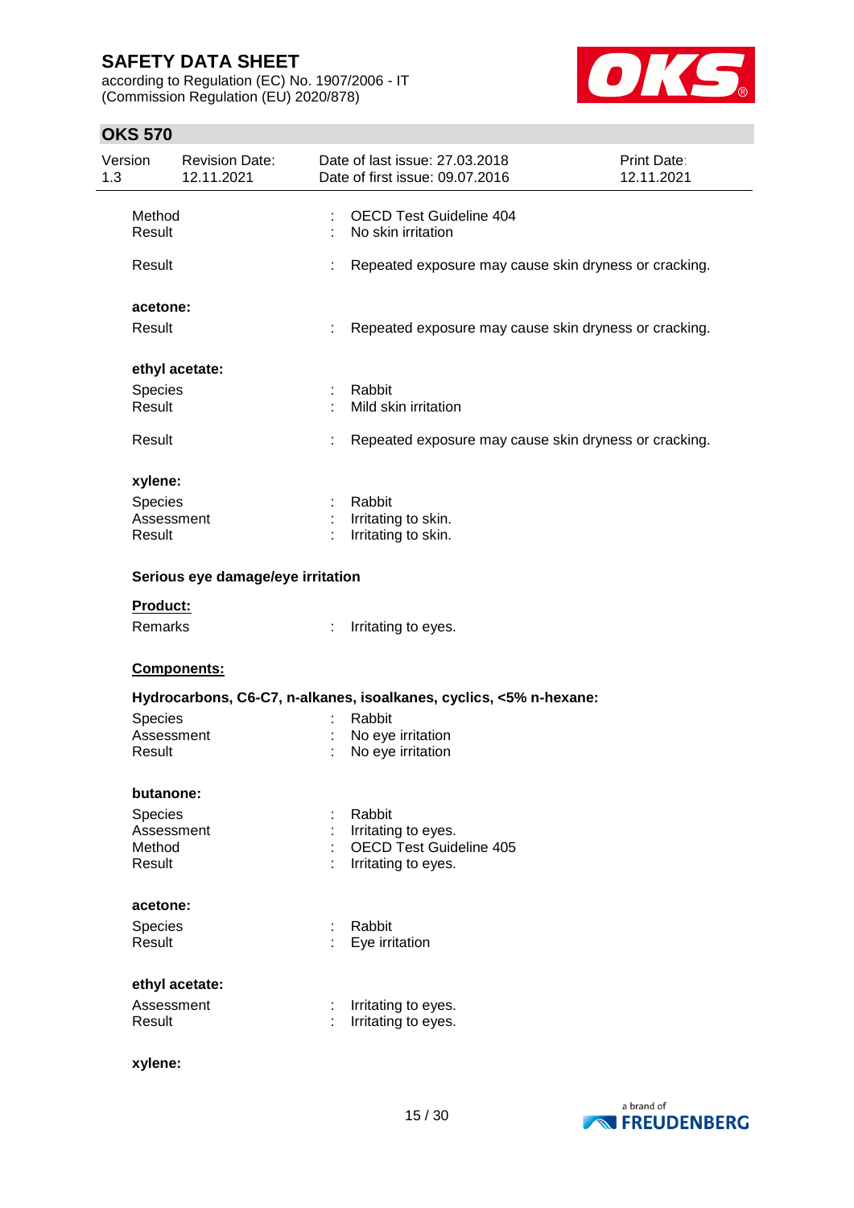| | | |
|---|---|---|
| Method | : | OECD Test Guideline 404 |
| Result | : | No skin irritation |
| Result | : | Repeated exposure may cause skin dryness or cracking. |

**acetone:**

| | | |
|---|---|---|
| Result | : | Repeated exposure may cause skin dryness or cracking. |

**ethyl acetate:**

| | | |
|---|---|---|
| Species | : | Rabbit |
| Result | : | Mild skin irritation |
| Result | : | Repeated exposure may cause skin dryness or cracking. |

**xylene:**

| | | |
|---|---|---|
| Species | : | Rabbit |
| Assessment | : | Irritating to skin. |
| Result | : | Irritating to skin. |

**Serious eye damage/eye irritation**

**Product:**

| | | |
|---|---|---|
| Remarks | : | Irritating to eyes. |

**Components:**

**Hydrocarbons, C6-C7, n-alkanes, isoalkanes, cyclics, <5% n-hexane:**

| | | |
|---|---|---|
| Species | : | Rabbit |
| Assessment | : | No eye irritation |
| Result | : | No eye irritation |

**butanone:**

| | | |
|---|---|---|
| Species | : | Rabbit |
| Assessment | : | Irritating to eyes. |
| Method | : | OECD Test Guideline 405 |
| Result | : | Irritating to eyes. |

**acetone:**

| | | |
|---|---|---|
| Species | : | Rabbit |
| Result | : | Eye irritation |

**ethyl acetate:**

| | | |
|---|---|---|
| Assessment | : | Irritating to eyes. |
| Result | : | Irritating to eyes. |

**xylene:**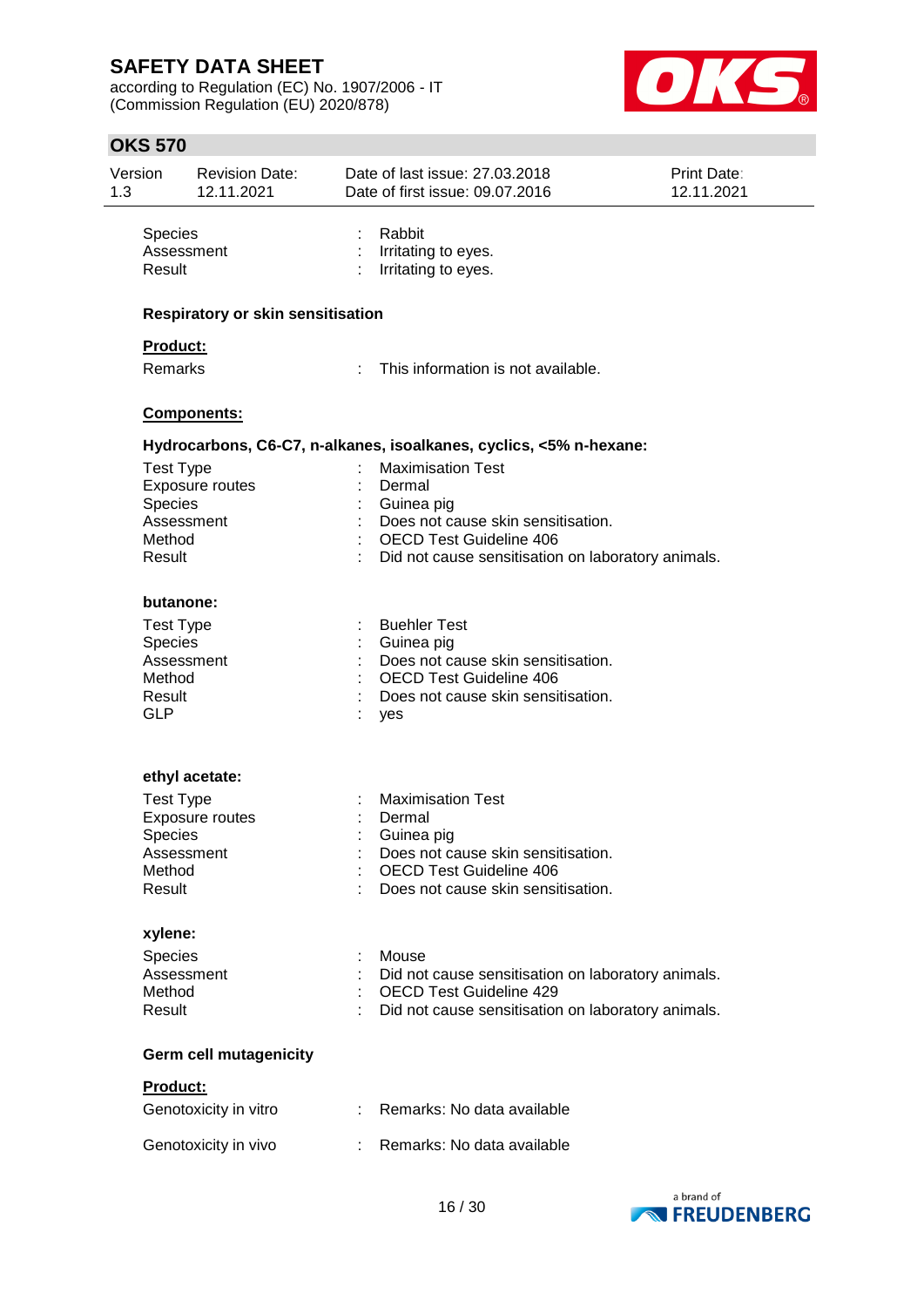| | | |
|---|---|---|
| Species | : | Rabbit |
| Assessment | : | Irritating to eyes. |
| Result | : | Irritating to eyes. |

**Respiratory or skin sensitisation**

**Product:**

| | | |
|---|---|---|
| Remarks | : | This information is not available. |

**Components:**

**Hydrocarbons, C6-C7, n-alkanes, isoalkanes, cyclics, <5% n-hexane:**

| | | |
|---|---|---|
| Test Type | : | Maximisation Test |
| Exposure routes | : | Dermal |
| Species | : | Guinea pig |
| Assessment | : | Does not cause skin sensitisation. |
| Method | : | OECD Test Guideline 406 |
| Result | : | Did not cause sensitisation on laboratory animals. |

**butanone:**

| | | |
|---|---|---|
| Test Type | : | Buehler Test |
| Species | : | Guinea pig |
| Assessment | : | Does not cause skin sensitisation. |
| Method | : | OECD Test Guideline 406 |
| Result | : | Does not cause skin sensitisation. |
| GLP | : | yes |

**ethyl acetate:**

| | | |
|---|---|---|
| Test Type | : | Maximisation Test |
| Exposure routes | : | Dermal |
| Species | : | Guinea pig |
| Assessment | : | Does not cause skin sensitisation. |
| Method | : | OECD Test Guideline 406 |
| Result | : | Does not cause skin sensitisation. |

**xylene:**

| | | |
|---|---|---|
| Species | : | Mouse |
| Assessment | : | Did not cause sensitisation on laboratory animals. |
| Method | : | OECD Test Guideline 429 |
| Result | : | Did not cause sensitisation on laboratory animals. |

**Germ cell mutagenicity**

**Product:**

| | | |
|---|---|---|
| Genotoxicity in vitro | : | Remarks: No data available |
| Genotoxicity in vivo | : | Remarks: No data available |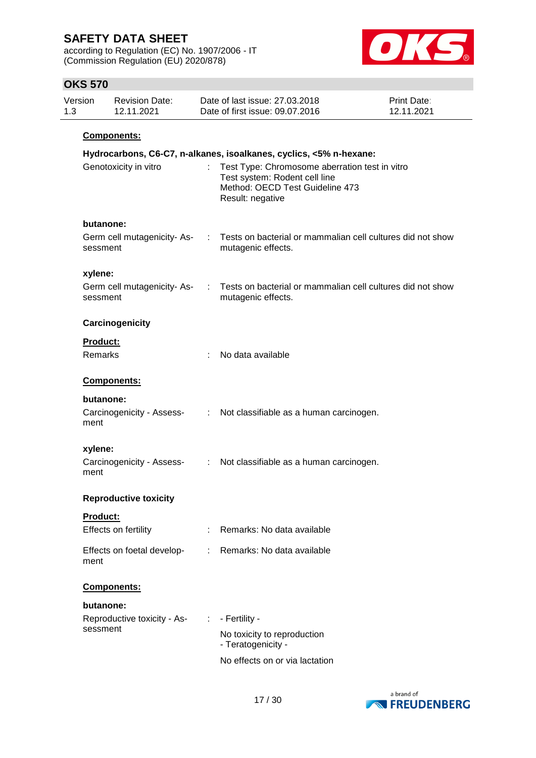**Components:**

**Hydrocarbons, C6-C7, n-alkanes, isoalkanes, cyclics, <5% n-hexane:**

Genotoxicity in vitro : Test Type: Chromosome aberration test in vitro
Test system: Rodent cell line
Method: OECD Test Guideline 473
Result: negative

**butanone:**

Germ cell mutagenicity- Assessment : Tests on bacterial or mammalian cell cultures did not show mutagenic effects.

**xylene:**

Germ cell mutagenicity- Assessment : Tests on bacterial or mammalian cell cultures did not show mutagenic effects.

### Carcinogenicity

**Product:**

Remarks : No data available

**Components:**

**butanone:**

Carcinogenicity - Assessment : Not classifiable as a human carcinogen.

**xylene:**

Carcinogenicity - Assessment : Not classifiable as a human carcinogen.

### Reproductive toxicity

**Product:**

Effects on fertility : Remarks: No data available

Effects on foetal development : Remarks: No data available

**Components:**

**butanone:**

Reproductive toxicity - Assessment : - Fertility -

No toxicity to reproduction
- Teratogenicity -

No effects on or via lactation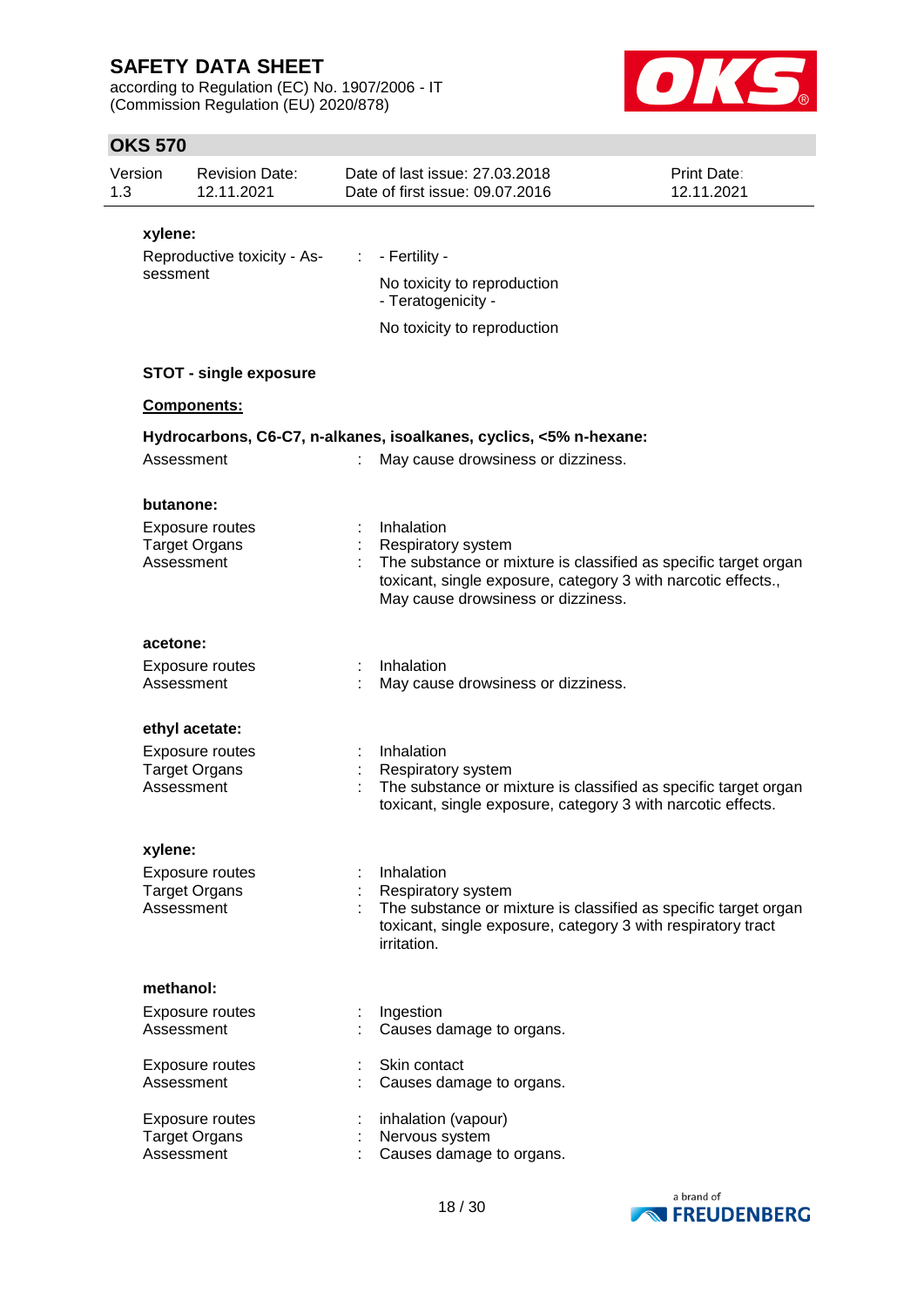**xylene:**

Reproductive toxicity - Assessment : - Fertility -

No toxicity to reproduction
- Teratogenicity -

No toxicity to reproduction

**STOT - single exposure**

**Components:**

**Hydrocarbons, C6-C7, n-alkanes, isoalkanes, cyclics, <5% n-hexane:**

Assessment : May cause drowsiness or dizziness.

**butanone:**

Exposure routes : Inhalation
Target Organs : Respiratory system
Assessment : The substance or mixture is classified as specific target organ toxicant, single exposure, category 3 with narcotic effects., May cause drowsiness or dizziness.

**acetone:**

Exposure routes : Inhalation
Assessment : May cause drowsiness or dizziness.

**ethyl acetate:**

Exposure routes : Inhalation
Target Organs : Respiratory system
Assessment : The substance or mixture is classified as specific target organ toxicant, single exposure, category 3 with narcotic effects.

**xylene:**

Exposure routes : Inhalation
Target Organs : Respiratory system
Assessment : The substance or mixture is classified as specific target organ toxicant, single exposure, category 3 with respiratory tract irritation.

**methanol:**

Exposure routes : Ingestion
Assessment : Causes damage to organs.

Exposure routes : Skin contact
Assessment : Causes damage to organs.

Exposure routes : inhalation (vapour)
Target Organs : Nervous system
Assessment : Causes damage to organs.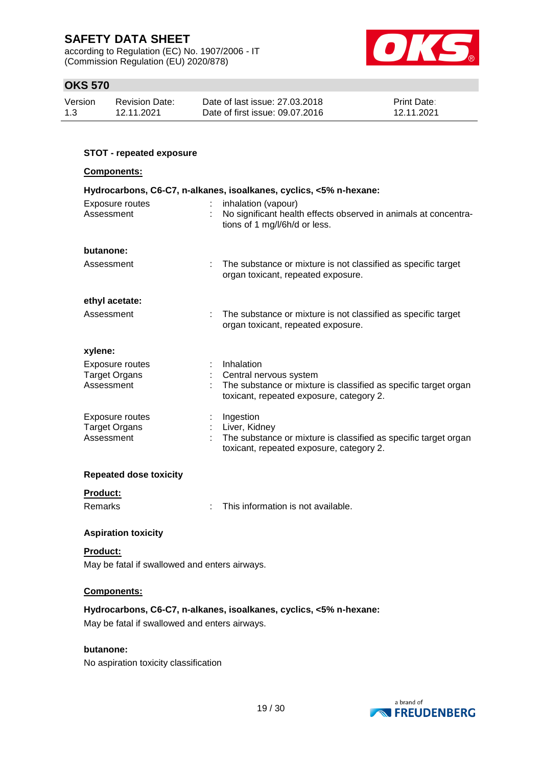**STOT - repeated exposure**

**Components:**

**Hydrocarbons, C6-C7, n-alkanes, isoalkanes, cyclics, <5% n-hexane:**

| | | |
|---|---|---|
| Exposure routes | : | inhalation (vapour) |
| Assessment | : | No significant health effects observed in animals at concentrations of 1 mg/l/6h/d or less. |

**butanone:**

| | | |
|---|---|---|
| Assessment | : | The substance or mixture is not classified as specific target organ toxicant, repeated exposure. |

**ethyl acetate:**

| | | |
|---|---|---|
| Assessment | : | The substance or mixture is not classified as specific target organ toxicant, repeated exposure. |

**xylene:**

| | | |
|---|---|---|
| Exposure routes | : | Inhalation |
| Target Organs | : | Central nervous system |
| Assessment | : | The substance or mixture is classified as specific target organ toxicant, repeated exposure, category 2. |
| Exposure routes | : | Ingestion |
| Target Organs | : | Liver, Kidney |
| Assessment | : | The substance or mixture is classified as specific target organ toxicant, repeated exposure, category 2. |

**Repeated dose toxicity**

**Product:**

| | | |
|---|---|---|
| Remarks | : | This information is not available. |

**Aspiration toxicity**

**Product:**

May be fatal if swallowed and enters airways.

**Components:**

**Hydrocarbons, C6-C7, n-alkanes, isoalkanes, cyclics, <5% n-hexane:**

May be fatal if swallowed and enters airways.

**butanone:**

No aspiration toxicity classification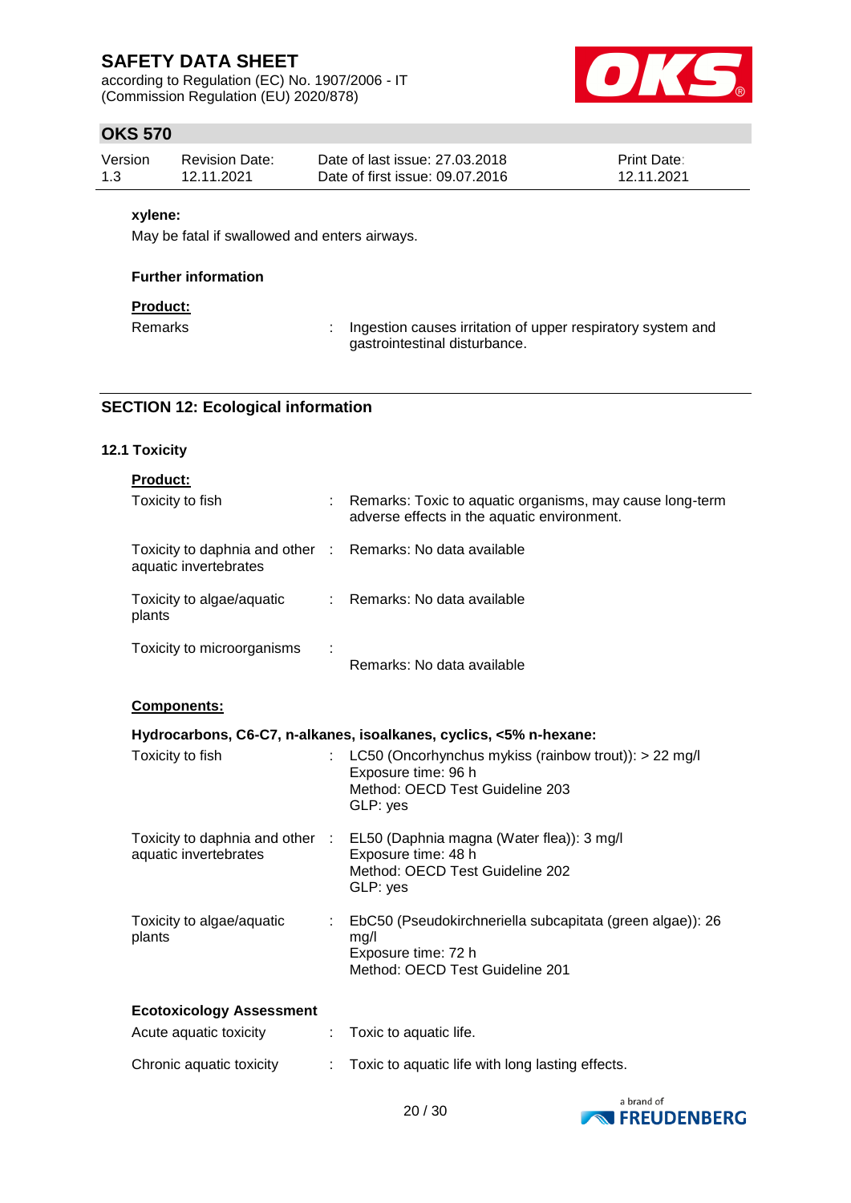**xylene:**

May be fatal if swallowed and enters airways.

**Further information**

**Product:**

| | | |
|---|---|---|
| Remarks | : | Ingestion causes irritation of upper respiratory system and gastrointestinal disturbance. |

## SECTION 12: Ecological information

### 12.1 Toxicity

**Product:**

| | | |
|---|---|---|
| Toxicity to fish | : | Remarks: Toxic to aquatic organisms, may cause long-term adverse effects in the aquatic environment. |
| Toxicity to daphnia and other aquatic invertebrates | : | Remarks: No data available |
| Toxicity to algae/aquatic plants | : | Remarks: No data available |
| Toxicity to microorganisms | : | Remarks: No data available |

**Components:**

**Hydrocarbons, C6-C7, n-alkanes, isoalkanes, cyclics, <5% n-hexane:**

| | | |
|---|---|---|
| Toxicity to fish | : | LC50 (Oncorhynchus mykiss (rainbow trout)): > 22 mg/l<br>Exposure time: 96 h<br>Method: OECD Test Guideline 203<br>GLP: yes |
| Toxicity to daphnia and other aquatic invertebrates | : | EL50 (Daphnia magna (Water flea)): 3 mg/l<br>Exposure time: 48 h<br>Method: OECD Test Guideline 202<br>GLP: yes |
| Toxicity to algae/aquatic plants | : | EbC50 (Pseudokirchneriella subcapitata (green algae)): 26 mg/l<br>Exposure time: 72 h<br>Method: OECD Test Guideline 201 |

**Ecotoxicology Assessment**

| | | |
|---|---|---|
| Acute aquatic toxicity | : | Toxic to aquatic life. |
| Chronic aquatic toxicity | : | Toxic to aquatic life with long lasting effects. |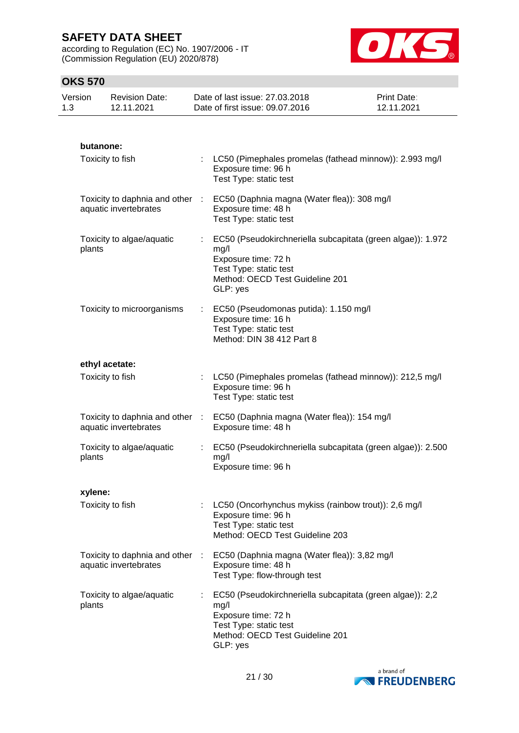**butanone:**

| | | |
|---|---|---|
| Toxicity to fish | : | LC50 (Pimephales promelas (fathead minnow)): 2.993 mg/l<br>Exposure time: 96 h<br>Test Type: static test |
| Toxicity to daphnia and other aquatic invertebrates | : | EC50 (Daphnia magna (Water flea)): 308 mg/l<br>Exposure time: 48 h<br>Test Type: static test |
| Toxicity to algae/aquatic plants | : | EC50 (Pseudokirchneriella subcapitata (green algae)): 1.972 mg/l<br>Exposure time: 72 h<br>Test Type: static test<br>Method: OECD Test Guideline 201<br>GLP: yes |
| Toxicity to microorganisms | : | EC50 (Pseudomonas putida): 1.150 mg/l<br>Exposure time: 16 h<br>Test Type: static test<br>Method: DIN 38 412 Part 8 |

**ethyl acetate:**

| | | |
|---|---|---|
| Toxicity to fish | : | LC50 (Pimephales promelas (fathead minnow)): 212,5 mg/l<br>Exposure time: 96 h<br>Test Type: static test |
| Toxicity to daphnia and other aquatic invertebrates | : | EC50 (Daphnia magna (Water flea)): 154 mg/l<br>Exposure time: 48 h |
| Toxicity to algae/aquatic plants | : | EC50 (Pseudokirchneriella subcapitata (green algae)): 2.500 mg/l<br>Exposure time: 96 h |

**xylene:**

| | | |
|---|---|---|
| Toxicity to fish | : | LC50 (Oncorhynchus mykiss (rainbow trout)): 2,6 mg/l<br>Exposure time: 96 h<br>Test Type: static test<br>Method: OECD Test Guideline 203 |
| Toxicity to daphnia and other aquatic invertebrates | : | EC50 (Daphnia magna (Water flea)): 3,82 mg/l<br>Exposure time: 48 h<br>Test Type: flow-through test |
| Toxicity to algae/aquatic plants | : | EC50 (Pseudokirchneriella subcapitata (green algae)): 2,2 mg/l<br>Exposure time: 72 h<br>Test Type: static test<br>Method: OECD Test Guideline 201<br>GLP: yes |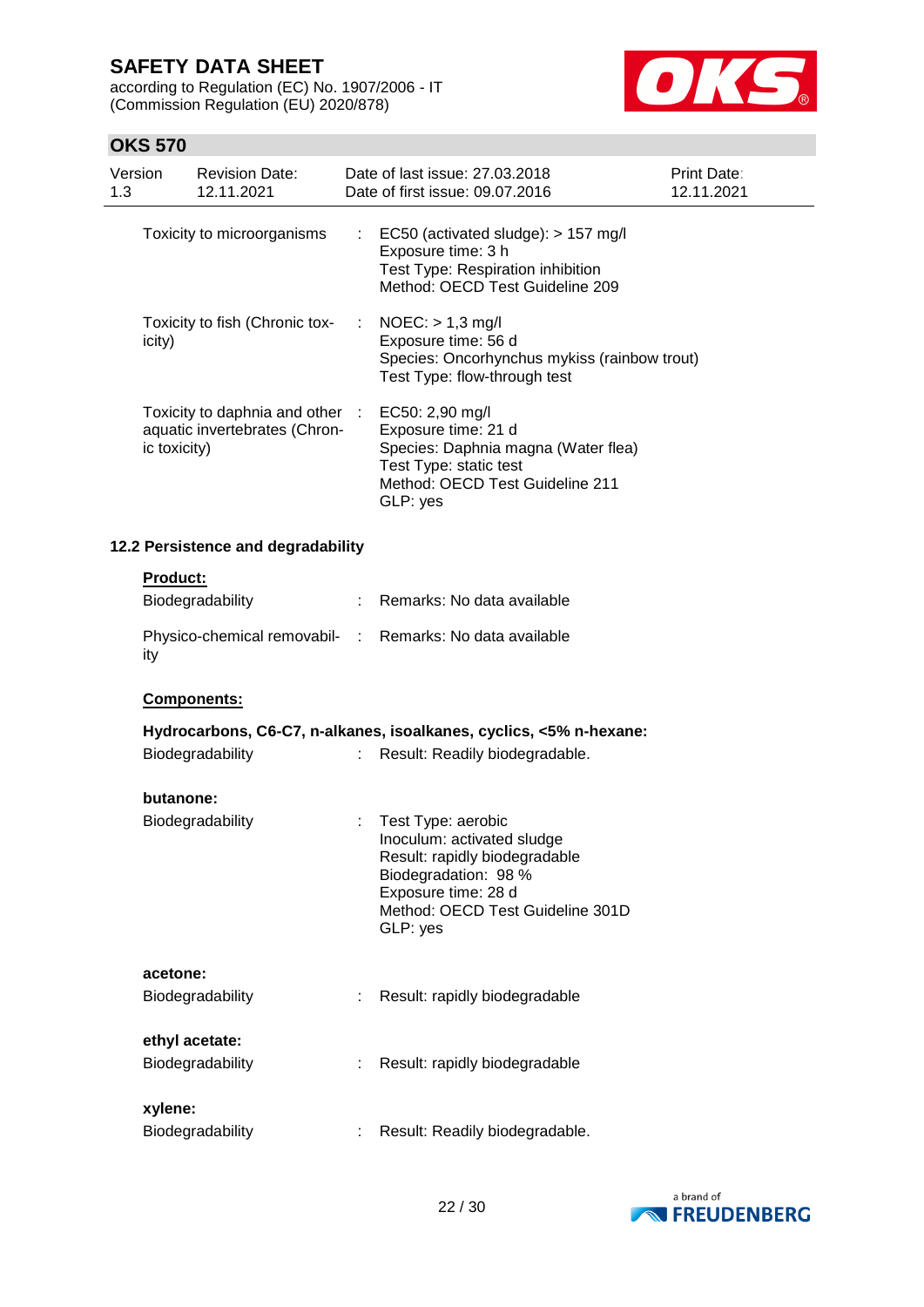| | | |
|---|---|---|
| Toxicity to microorganisms | : | EC50 (activated sludge): > 157 mg/l<br>Exposure time: 3 h<br>Test Type: Respiration inhibition<br>Method: OECD Test Guideline 209 |
| Toxicity to fish (Chronic toxicity) | : | NOEC: > 1,3 mg/l<br>Exposure time: 56 d<br>Species: Oncorhynchus mykiss (rainbow trout)<br>Test Type: flow-through test |
| Toxicity to daphnia and other aquatic invertebrates (Chronic toxicity) | : | EC50: 2,90 mg/l<br>Exposure time: 21 d<br>Species: Daphnia magna (Water flea)<br>Test Type: static test<br>Method: OECD Test Guideline 211<br>GLP: yes |

### 12.2 Persistence and degradability

**Product:**

| | | |
|---|---|---|
| Biodegradability | : | Remarks: No data available |
| Physico-chemical removability | : | Remarks: No data available |

**Components:**

**Hydrocarbons, C6-C7, n-alkanes, isoalkanes, cyclics, <5% n-hexane:**

| | | |
|---|---|---|
| Biodegradability | : | Result: Readily biodegradable. |

**butanone:**

| | | |
|---|---|---|
| Biodegradability | : | Test Type: aerobic<br>Inoculum: activated sludge<br>Result: rapidly biodegradable<br>Biodegradation: 98 %<br>Exposure time: 28 d<br>Method: OECD Test Guideline 301D<br>GLP: yes |

**acetone:**

| | | |
|---|---|---|
| Biodegradability | : | Result: rapidly biodegradable |

**ethyl acetate:**

| | | |
|---|---|---|
| Biodegradability | : | Result: rapidly biodegradable |

**xylene:**

| | | |
|---|---|---|
| Biodegradability | : | Result: Readily biodegradable. |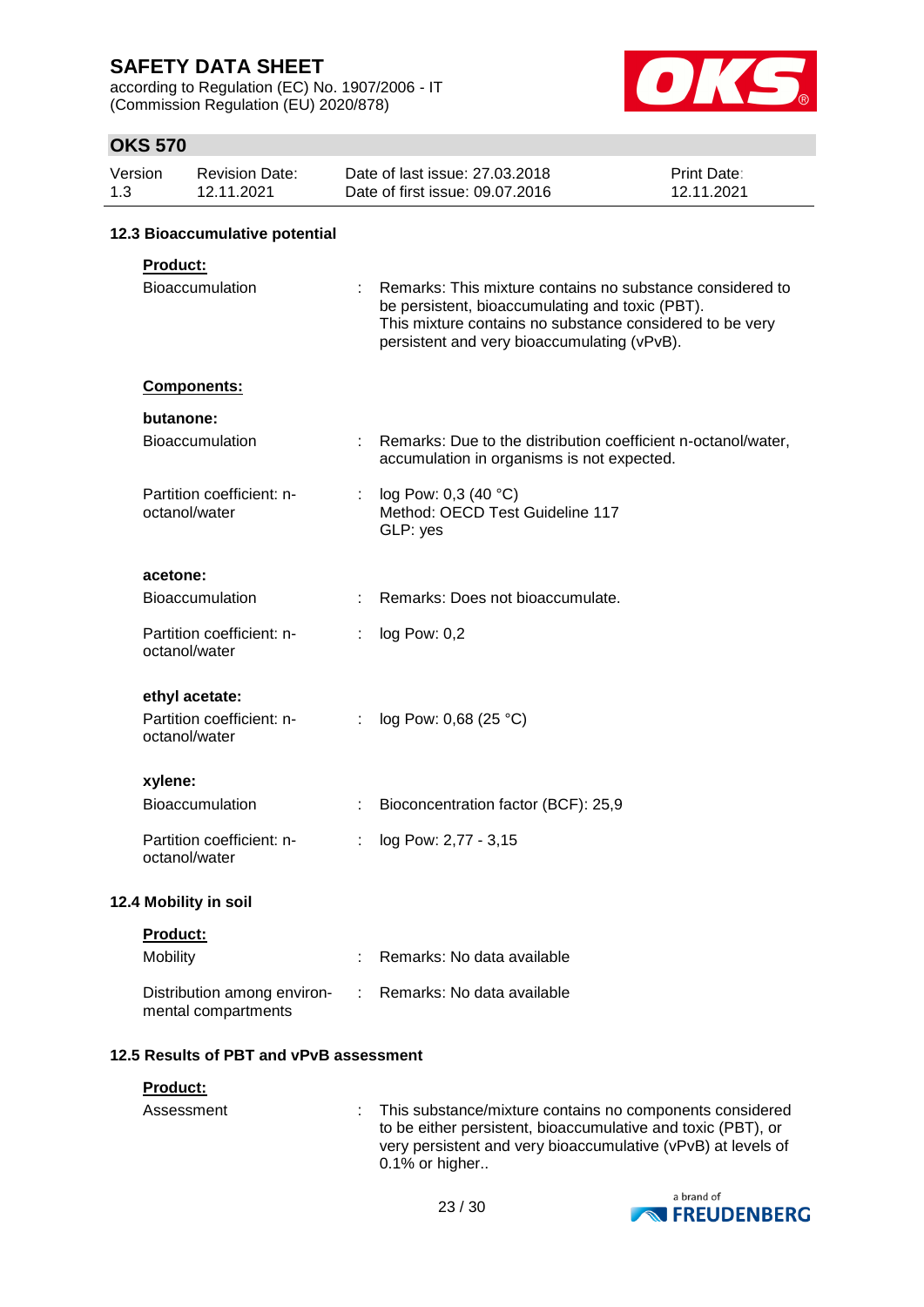### 12.3 Bioaccumulative potential

**Product:**

| | | |
|---|---|---|
| Bioaccumulation | : | Remarks: This mixture contains no substance considered to be persistent, bioaccumulating and toxic (PBT). This mixture contains no substance considered to be very persistent and very bioaccumulating (vPvB). |

**Components:**

**butanone:**

| | | |
|---|---|---|
| Bioaccumulation | : | Remarks: Due to the distribution coefficient n-octanol/water, accumulation in organisms is not expected. |
| Partition coefficient: n-octanol/water | : | log Pow: 0,3 (40 °C)<br>Method: OECD Test Guideline 117<br>GLP: yes |

**acetone:**

| | | |
|---|---|---|
| Bioaccumulation | : | Remarks: Does not bioaccumulate. |
| Partition coefficient: n-octanol/water | : | log Pow: 0,2 |

**ethyl acetate:**

| | | |
|---|---|---|
| Partition coefficient: n-octanol/water | : | log Pow: 0,68 (25 °C) |

**xylene:**

| | | |
|---|---|---|
| Bioaccumulation | : | Bioconcentration factor (BCF): 25,9 |
| Partition coefficient: n-octanol/water | : | log Pow: 2,77 - 3,15 |

### 12.4 Mobility in soil

**Product:**

| | | |
|---|---|---|
| Mobility | : | Remarks: No data available |
| Distribution among environmental compartments | : | Remarks: No data available |

### 12.5 Results of PBT and vPvB assessment

**Product:**

| | | |
|---|---|---|
| Assessment | : | This substance/mixture contains no components considered to be either persistent, bioaccumulative and toxic (PBT), or very persistent and very bioaccumulative (vPvB) at levels of 0.1% or higher.. |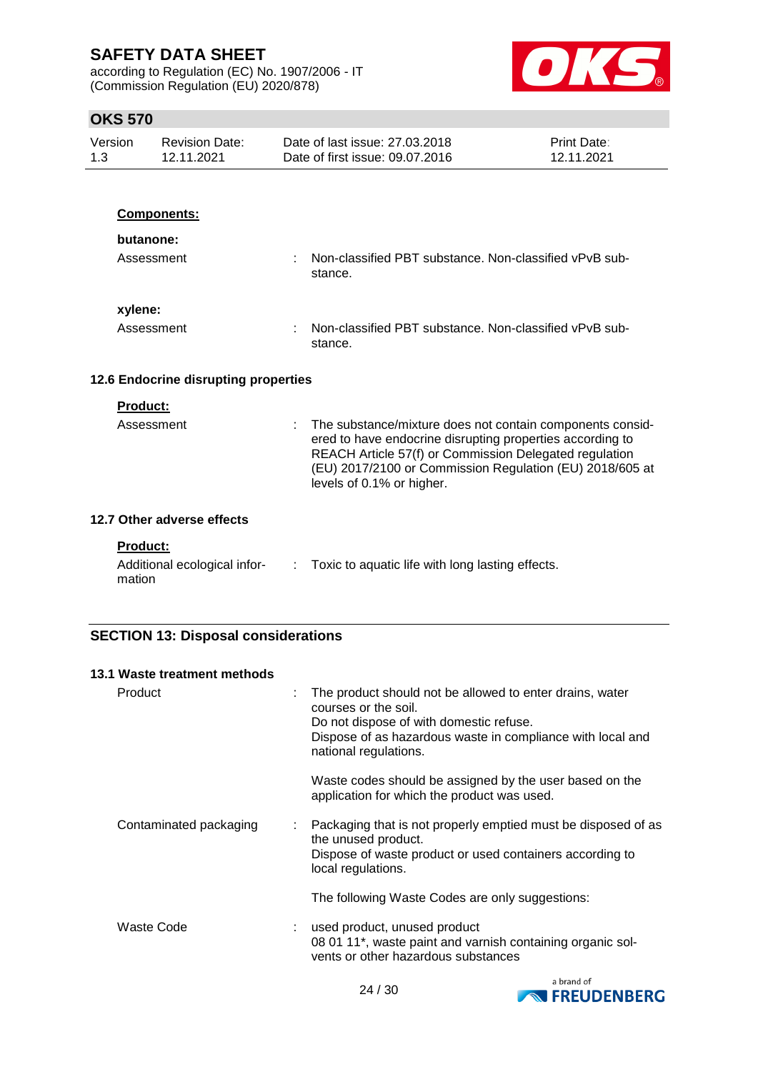**Components:**

**butanone:**

Assessment : Non-classified PBT substance. Non-classified vPvB substance.

**xylene:**

Assessment : Non-classified PBT substance. Non-classified vPvB substance.

### 12.6 Endocrine disrupting properties

**Product:**

Assessment : The substance/mixture does not contain components considered to have endocrine disrupting properties according to REACH Article 57(f) or Commission Delegated regulation (EU) 2017/2100 or Commission Regulation (EU) 2018/605 at levels of 0.1% or higher.

### 12.7 Other adverse effects

**Product:**

Additional ecological information : Toxic to aquatic life with long lasting effects.

## SECTION 13: Disposal considerations

### 13.1 Waste treatment methods

Product : The product should not be allowed to enter drains, water courses or the soil.
Do not dispose of with domestic refuse.
Dispose of as hazardous waste in compliance with local and national regulations.

Waste codes should be assigned by the user based on the application for which the product was used.

Contaminated packaging : Packaging that is not properly emptied must be disposed of as the unused product.
Dispose of waste product or used containers according to local regulations.

The following Waste Codes are only suggestions:

Waste Code : used product, unused product
08 01 11*, waste paint and varnish containing organic solvents or other hazardous substances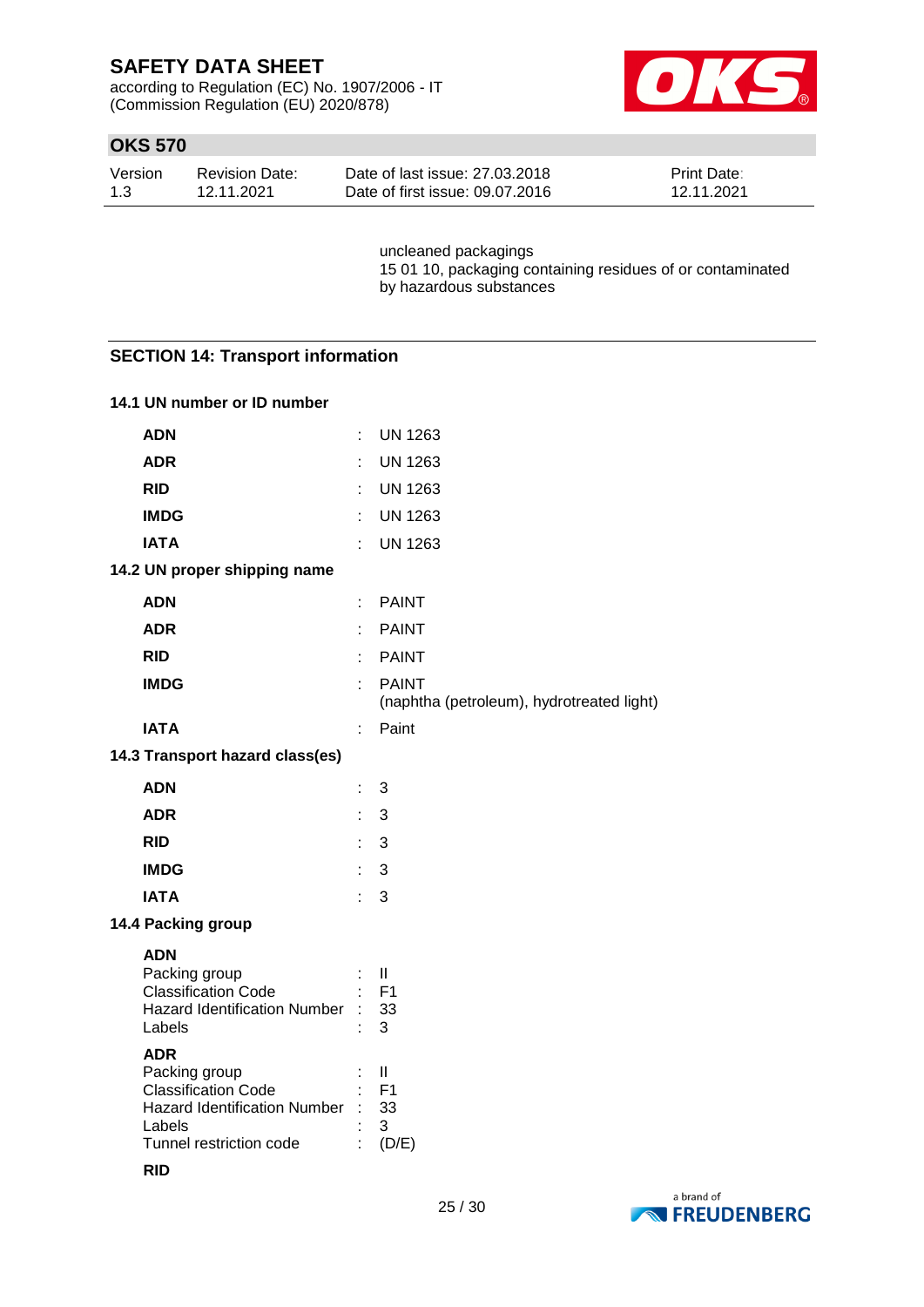uncleaned packagings
15 01 10, packaging containing residues of or contaminated by hazardous substances

## SECTION 14: Transport information

### 14.1 UN number or ID number

| | | |
|---|---|---|
| **ADN** | : | UN 1263 |
| **ADR** | : | UN 1263 |
| **RID** | : | UN 1263 |
| **IMDG** | : | UN 1263 |
| **IATA** | : | UN 1263 |

### 14.2 UN proper shipping name

| | | |
|---|---|---|
| **ADN** | : | PAINT |
| **ADR** | : | PAINT |
| **RID** | : | PAINT |
| **IMDG** | : | PAINT<br>(naphtha (petroleum), hydrotreated light) |
| **IATA** | : | Paint |

### 14.3 Transport hazard class(es)

| | | |
|---|---|---|
| **ADN** | : | 3 |
| **ADR** | : | 3 |
| **RID** | : | 3 |
| **IMDG** | : | 3 |
| **IATA** | : | 3 |

### 14.4 Packing group

**ADN**

| | | |
|---|---|---|
| Packing group | : | II |
| Classification Code | : | F1 |
| Hazard Identification Number | : | 33 |
| Labels | : | 3 |

**ADR**

| | | |
|---|---|---|
| Packing group | : | II |
| Classification Code | : | F1 |
| Hazard Identification Number | : | 33 |
| Labels | : | 3 |
| Tunnel restriction code | : | (D/E) |

**RID**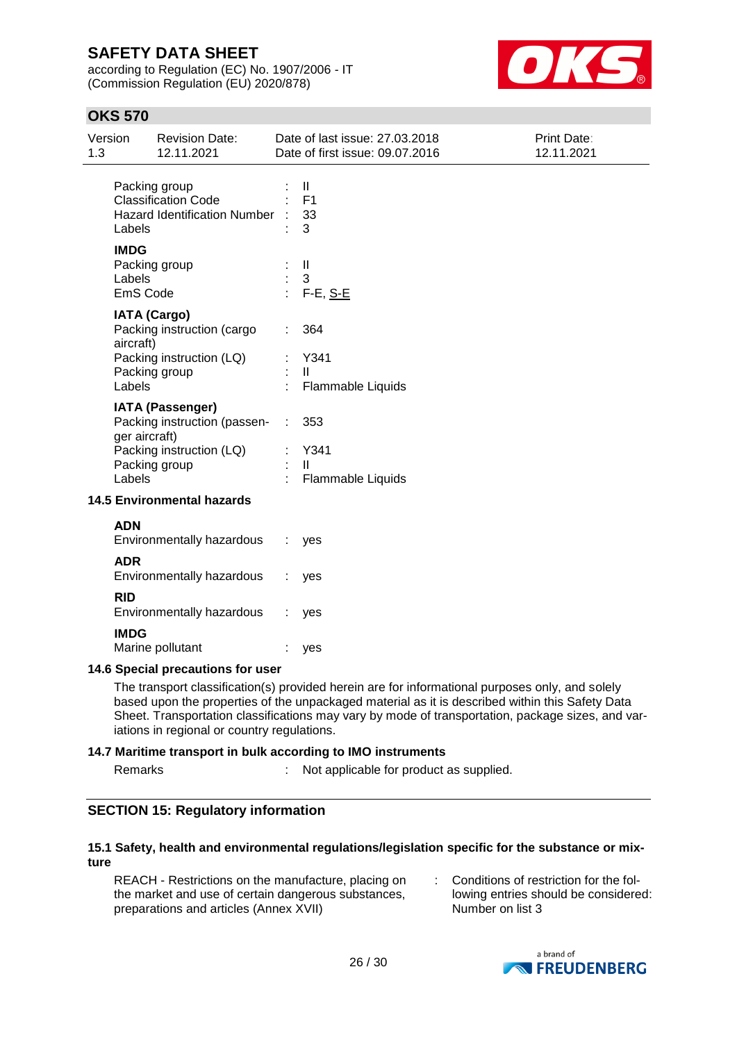Packing group : II
Classification Code : F1
Hazard Identification Number : 33
Labels : 3

**IMDG**
Packing group : II
Labels : 3
EmS Code : F-E, S-E

**IATA (Cargo)**
Packing instruction (cargo aircraft) : 364
Packing instruction (LQ) : Y341
Packing group : II
Labels : Flammable Liquids

**IATA (Passenger)**
Packing instruction (passenger aircraft) : 353
Packing instruction (LQ) : Y341
Packing group : II
Labels : Flammable Liquids

### 14.5 Environmental hazards

**ADN**
Environmentally hazardous : yes

**ADR**
Environmentally hazardous : yes

**RID**
Environmentally hazardous : yes

**IMDG**
Marine pollutant : yes

### 14.6 Special precautions for user

The transport classification(s) provided herein are for informational purposes only, and solely based upon the properties of the unpackaged material as it is described within this Safety Data Sheet. Transportation classifications may vary by mode of transportation, package sizes, and variations in regional or country regulations.

### 14.7 Maritime transport in bulk according to IMO instruments

Remarks : Not applicable for product as supplied.

## SECTION 15: Regulatory information

### 15.1 Safety, health and environmental regulations/legislation specific for the substance or mixture

REACH - Restrictions on the manufacture, placing on the market and use of certain dangerous substances, preparations and articles (Annex XVII) : Conditions of restriction for the following entries should be considered: Number on list 3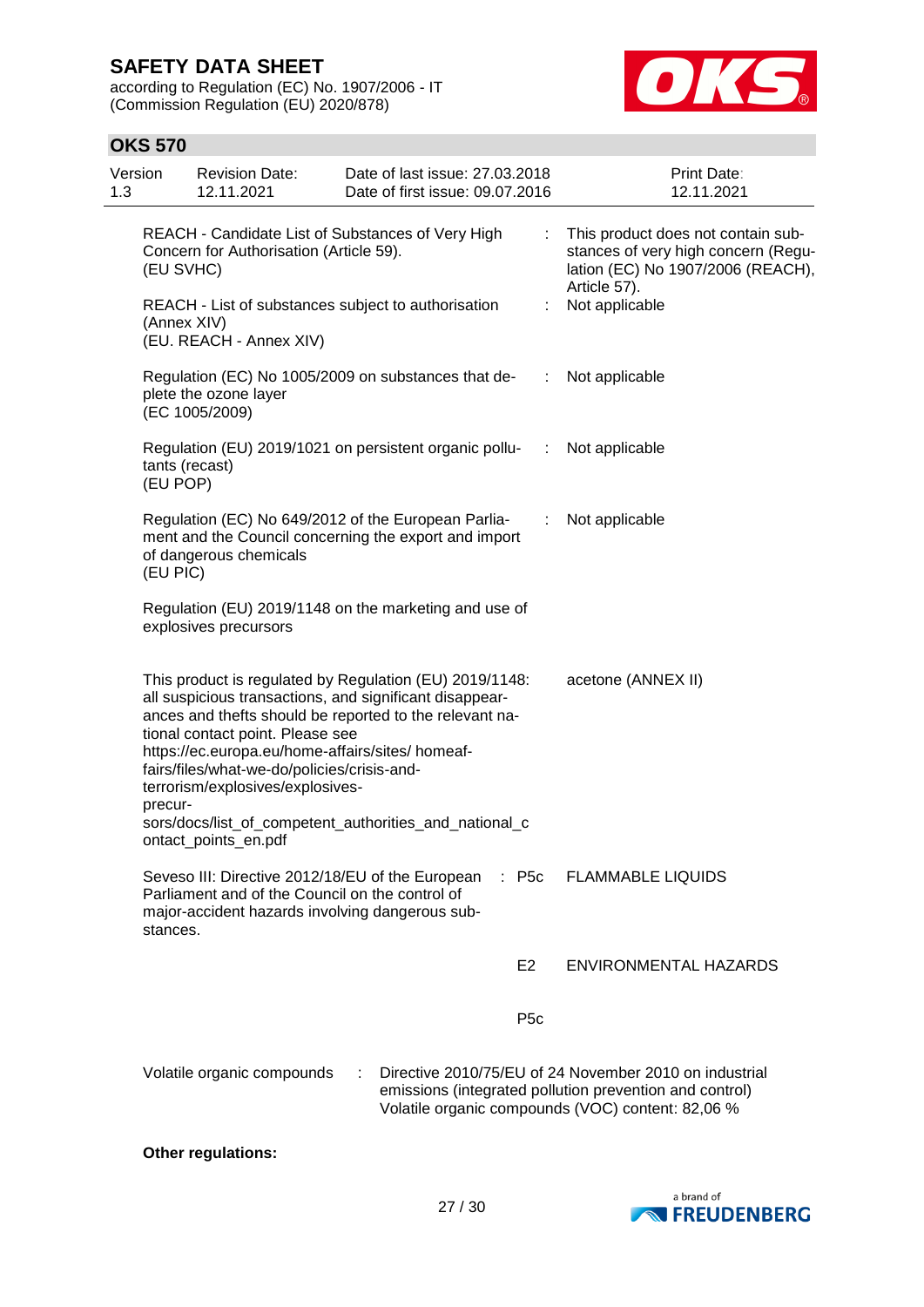| | | |
|---|---|---|
| REACH - Candidate List of Substances of Very High Concern for Authorisation (Article 59). (EU SVHC) | : | This product does not contain substances of very high concern (Regulation (EC) No 1907/2006 (REACH), Article 57). |
| REACH - List of substances subject to authorisation (Annex XIV) (EU. REACH - Annex XIV) | : | Not applicable |
| Regulation (EC) No 1005/2009 on substances that deplete the ozone layer (EC 1005/2009) | : | Not applicable |
| Regulation (EU) 2019/1021 on persistent organic pollutants (recast) (EU POP) | : | Not applicable |
| Regulation (EC) No 649/2012 of the European Parliament and the Council concerning the export and import of dangerous chemicals (EU PIC) | : | Not applicable |
| Regulation (EU) 2019/1148 on the marketing and use of explosives precursors | | |
| This product is regulated by Regulation (EU) 2019/1148: all suspicious transactions, and significant disappearances and thefts should be reported to the relevant national contact point. Please see https://ec.europa.eu/home-affairs/sites/ homeaffairs/files/what-we-do/policies/crisis-and-terrorism/explosives/explosives-precursors/docs/list_of_competent_authorities_and_national_contact_points_en.pdf | | acetone (ANNEX II) |

| | | |
|---|---|---|
| Seveso III: Directive 2012/18/EU of the European Parliament and of the Council on the control of major-accident hazards involving dangerous substances. | : P5c | FLAMMABLE LIQUIDS |
| | E2 | ENVIRONMENTAL HAZARDS |
| | P5c | |

Volatile organic compounds : Directive 2010/75/EU of 24 November 2010 on industrial emissions (integrated pollution prevention and control)
Volatile organic compounds (VOC) content: 82,06 %

**Other regulations:**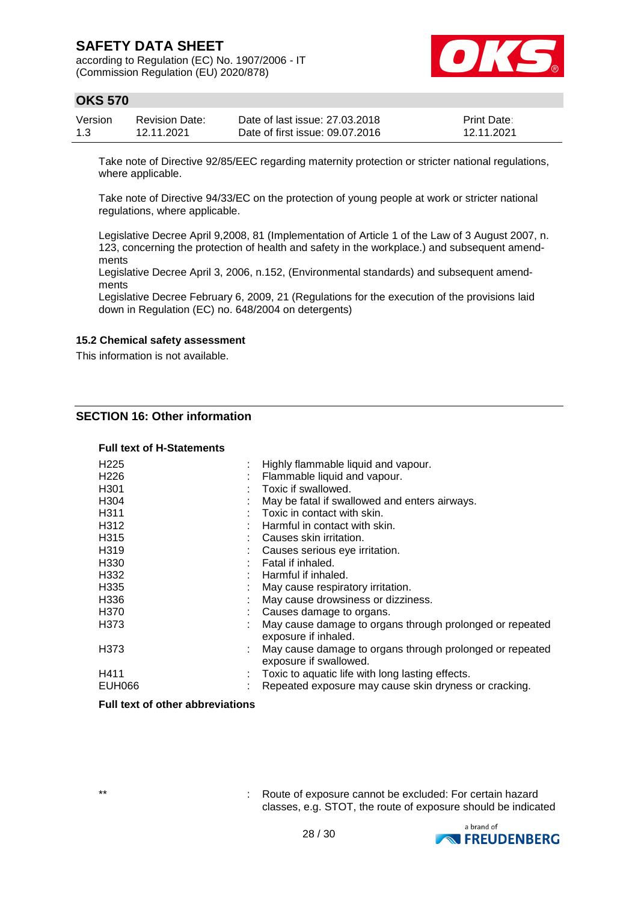Take note of Directive 92/85/EEC regarding maternity protection or stricter national regulations, where applicable.

Take note of Directive 94/33/EC on the protection of young people at work or stricter national regulations, where applicable.

Legislative Decree April 9,2008, 81 (Implementation of Article 1 of the Law of 3 August 2007, n. 123, concerning the protection of health and safety in the workplace.) and subsequent amendments
Legislative Decree April 3, 2006, n.152, (Environmental standards) and subsequent amendments
Legislative Decree February 6, 2009, 21 (Regulations for the execution of the provisions laid down in Regulation (EC) no. 648/2004 on detergents)

### 15.2 Chemical safety assessment

This information is not available.

## SECTION 16: Other information

**Full text of H-Statements**

| | |
|---|---|
| H225 | : Highly flammable liquid and vapour. |
| H226 | : Flammable liquid and vapour. |
| H301 | : Toxic if swallowed. |
| H304 | : May be fatal if swallowed and enters airways. |
| H311 | : Toxic in contact with skin. |
| H312 | : Harmful in contact with skin. |
| H315 | : Causes skin irritation. |
| H319 | : Causes serious eye irritation. |
| H330 | : Fatal if inhaled. |
| H332 | : Harmful if inhaled. |
| H335 | : May cause respiratory irritation. |
| H336 | : May cause drowsiness or dizziness. |
| H370 | : Causes damage to organs. |
| H373 | : May cause damage to organs through prolonged or repeated exposure if inhaled. |
| H373 | : May cause damage to organs through prolonged or repeated exposure if swallowed. |
| H411 | : Toxic to aquatic life with long lasting effects. |
| EUH066 | : Repeated exposure may cause skin dryness or cracking. |

**Full text of other abbreviations**

| | |
|---|---|
| ** | : Route of exposure cannot be excluded: For certain hazard classes, e.g. STOT, the route of exposure should be indicated |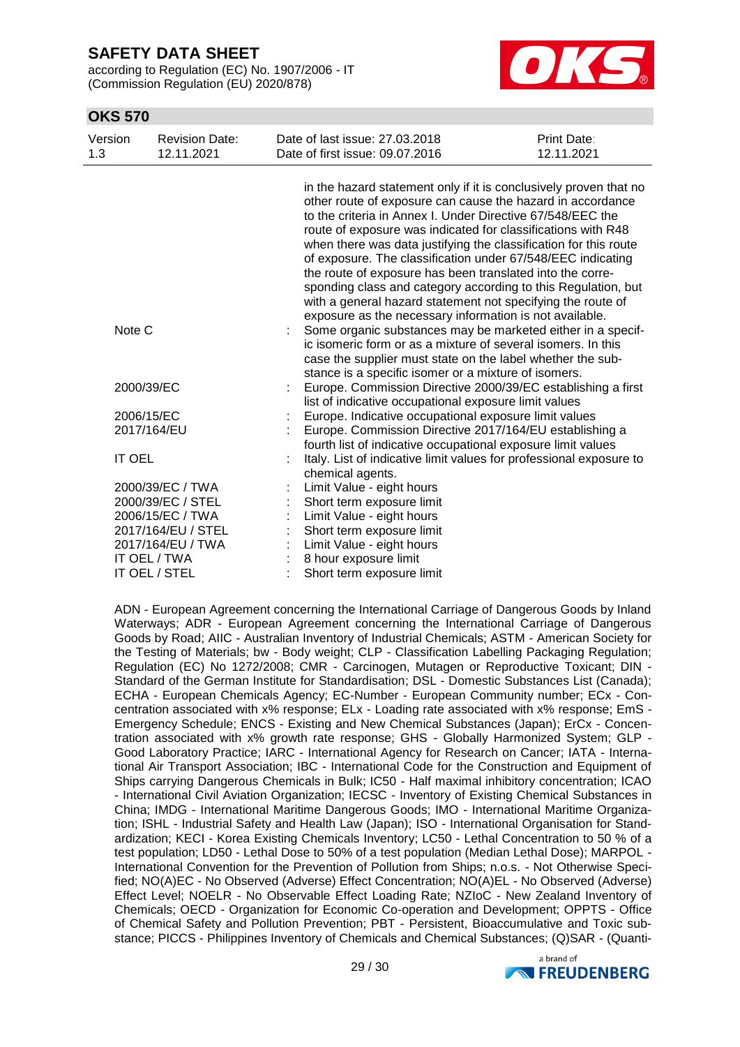in the hazard statement only if it is conclusively proven that no other route of exposure can cause the hazard in accordance to the criteria in Annex I. Under Directive 67/548/EEC the route of exposure was indicated for classifications with R48 when there was data justifying the classification for this route of exposure. The classification under 67/548/EEC indicating the route of exposure has been translated into the corresponding class and category according to this Regulation, but with a general hazard statement not specifying the route of exposure as the necessary information is not available.

| | | |
|---|---|---|
| Note C | : | Some organic substances may be marketed either in a specific isomeric form or as a mixture of several isomers. In this case the supplier must state on the label whether the substance is a specific isomer or a mixture of isomers. |
| 2000/39/EC | : | Europe. Commission Directive 2000/39/EC establishing a first list of indicative occupational exposure limit values |
| 2006/15/EC | : | Europe. Indicative occupational exposure limit values |
| 2017/164/EU | : | Europe. Commission Directive 2017/164/EU establishing a fourth list of indicative occupational exposure limit values |
| IT OEL | : | Italy. List of indicative limit values for professional exposure to chemical agents. |
| 2000/39/EC / TWA | : | Limit Value - eight hours |
| 2000/39/EC / STEL | : | Short term exposure limit |
| 2006/15/EC / TWA | : | Limit Value - eight hours |
| 2017/164/EU / STEL | : | Short term exposure limit |
| 2017/164/EU / TWA | : | Limit Value - eight hours |
| IT OEL / TWA | : | 8 hour exposure limit |
| IT OEL / STEL | : | Short term exposure limit |

ADN - European Agreement concerning the International Carriage of Dangerous Goods by Inland Waterways; ADR - European Agreement concerning the International Carriage of Dangerous Goods by Road; AIIC - Australian Inventory of Industrial Chemicals; ASTM - American Society for the Testing of Materials; bw - Body weight; CLP - Classification Labelling Packaging Regulation; Regulation (EC) No 1272/2008; CMR - Carcinogen, Mutagen or Reproductive Toxicant; DIN - Standard of the German Institute for Standardisation; DSL - Domestic Substances List (Canada); ECHA - European Chemicals Agency; EC-Number - European Community number; ECx - Concentration associated with x% response; ELx - Loading rate associated with x% response; EmS - Emergency Schedule; ENCS - Existing and New Chemical Substances (Japan); ErCx - Concentration associated with x% growth rate response; GHS - Globally Harmonized System; GLP - Good Laboratory Practice; IARC - International Agency for Research on Cancer; IATA - International Air Transport Association; IBC - International Code for the Construction and Equipment of Ships carrying Dangerous Chemicals in Bulk; IC50 - Half maximal inhibitory concentration; ICAO - International Civil Aviation Organization; IECSC - Inventory of Existing Chemical Substances in China; IMDG - International Maritime Dangerous Goods; IMO - International Maritime Organization; ISHL - Industrial Safety and Health Law (Japan); ISO - International Organisation for Standardization; KECI - Korea Existing Chemicals Inventory; LC50 - Lethal Concentration to 50 % of a test population; LD50 - Lethal Dose to 50% of a test population (Median Lethal Dose); MARPOL - International Convention for the Prevention of Pollution from Ships; n.o.s. - Not Otherwise Specified; NO(A)EC - No Observed (Adverse) Effect Concentration; NO(A)EL - No Observed (Adverse) Effect Level; NOELR - No Observable Effect Loading Rate; NZIoC - New Zealand Inventory of Chemicals; OECD - Organization for Economic Co-operation and Development; OPPTS - Office of Chemical Safety and Pollution Prevention; PBT - Persistent, Bioaccumulative and Toxic substance; PICCS - Philippines Inventory of Chemicals and Chemical Substances; (Q)SAR - (Quanti-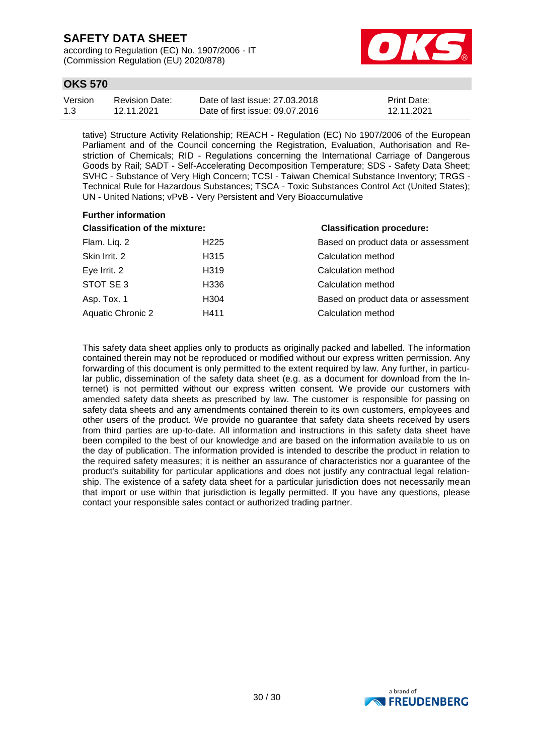tative) Structure Activity Relationship; REACH - Regulation (EC) No 1907/2006 of the European Parliament and of the Council concerning the Registration, Evaluation, Authorisation and Restriction of Chemicals; RID - Regulations concerning the International Carriage of Dangerous Goods by Rail; SADT - Self-Accelerating Decomposition Temperature; SDS - Safety Data Sheet; SVHC - Substance of Very High Concern; TCSI - Taiwan Chemical Substance Inventory; TRGS - Technical Rule for Hazardous Substances; TSCA - Toxic Substances Control Act (United States); UN - United Nations; vPvB - Very Persistent and Very Bioaccumulative

**Further information**

| **Classification of the mixture:** | | **Classification procedure:** |
|---|---|---|
| Flam. Liq. 2 | H225 | Based on product data or assessment |
| Skin Irrit. 2 | H315 | Calculation method |
| Eye Irrit. 2 | H319 | Calculation method |
| STOT SE 3 | H336 | Calculation method |
| Asp. Tox. 1 | H304 | Based on product data or assessment |
| Aquatic Chronic 2 | H411 | Calculation method |

This safety data sheet applies only to products as originally packed and labelled. The information contained therein may not be reproduced or modified without our express written permission. Any forwarding of this document is only permitted to the extent required by law. Any further, in particular public, dissemination of the safety data sheet (e.g. as a document for download from the Internet) is not permitted without our express written consent. We provide our customers with amended safety data sheets as prescribed by law. The customer is responsible for passing on safety data sheets and any amendments contained therein to its own customers, employees and other users of the product. We provide no guarantee that safety data sheets received by users from third parties are up-to-date. All information and instructions in this safety data sheet have been compiled to the best of our knowledge and are based on the information available to us on the day of publication. The information provided is intended to describe the product in relation to the required safety measures; it is neither an assurance of characteristics nor a guarantee of the product's suitability for particular applications and does not justify any contractual legal relationship. The existence of a safety data sheet for a particular jurisdiction does not necessarily mean that import or use within that jurisdiction is legally permitted. If you have any questions, please contact your responsible sales contact or authorized trading partner.